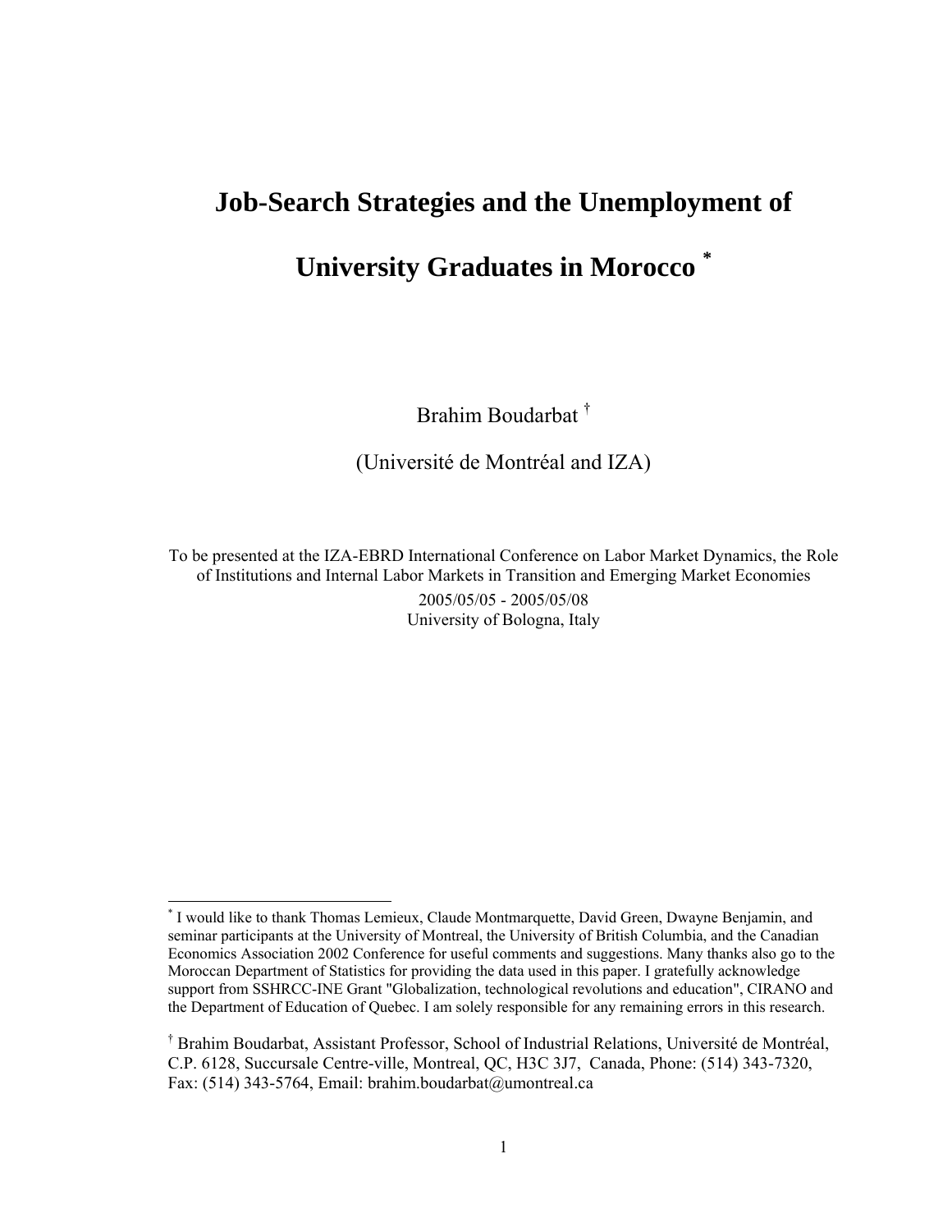# Job-Search Strategies and the Unemployment of University Graduates in Morocco [*]

Brahim Boudarbat [†]

(Université de Montréal and IZA)

To be presented at the IZA-EBRD International Conference on Labor Market Dynamics, the Role of Institutions and Internal Labor Markets in Transition and Emerging Market Economies

2005/05/05 - 2005/05/08

University of Bologna, Italy

---

[*] I would like to thank Thomas Lemieux, Claude Montmarquette, David Green, Dwayne Benjamin, and seminar participants at the University of Montreal, the University of British Columbia, and the Canadian Economics Association 2002 Conference for useful comments and suggestions. Many thanks also go to the Moroccan Department of Statistics for providing the data used in this paper. I gratefully acknowledge support from SSHRCC-INE Grant "Globalization, technological revolutions and education", CIRANO and the Department of Education of Quebec. I am solely responsible for any remaining errors in this research.

[†] Brahim Boudarbat, Assistant Professor, School of Industrial Relations, Université de Montréal, C.P. 6128, Succursale Centre-ville, Montreal, QC, H3C 3J7, Canada, Phone: (514) 343-7320, Fax: (514) 343-5764, Email: brahim.boudarbat@umontreal.ca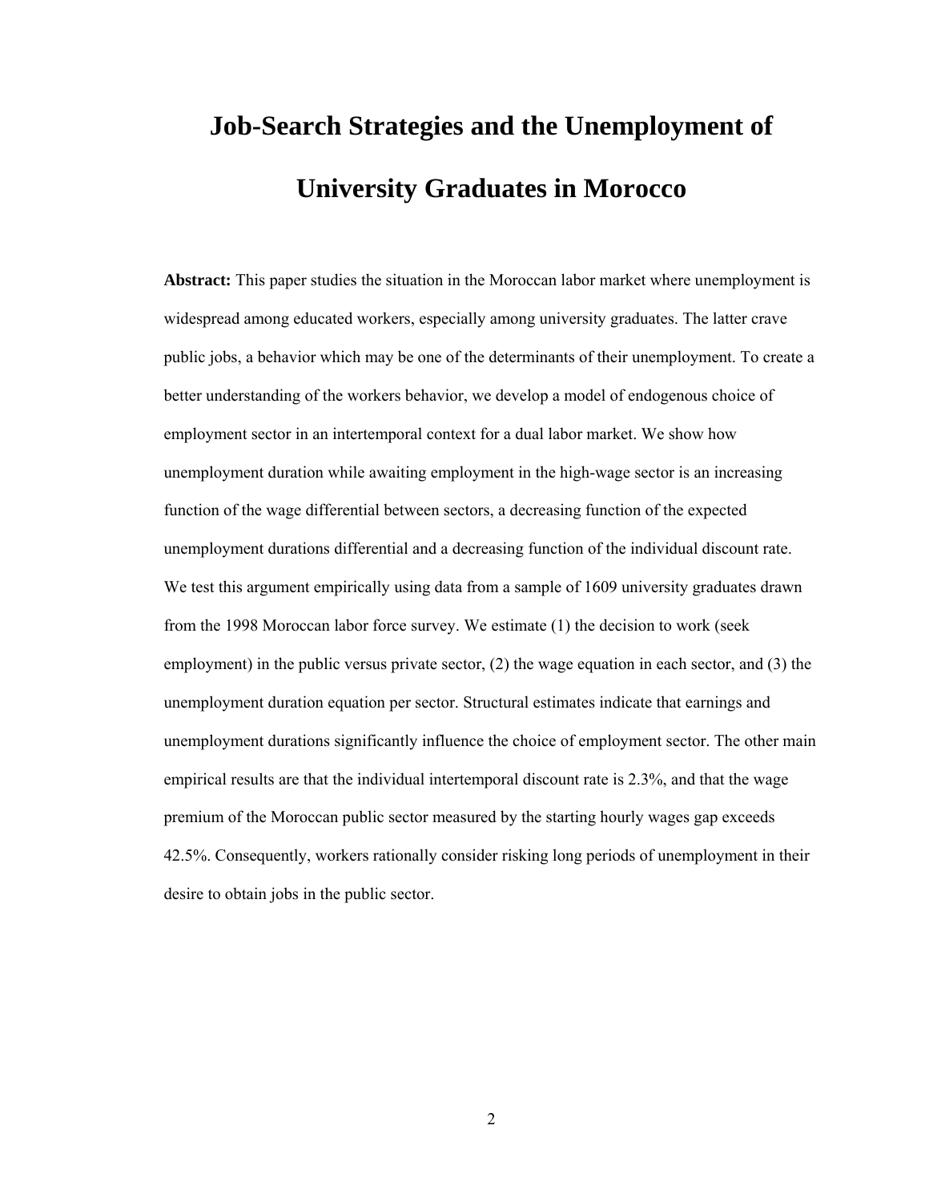# Job-Search Strategies and the Unemployment of University Graduates in Morocco

**Abstract:** This paper studies the situation in the Moroccan labor market where unemployment is widespread among educated workers, especially among university graduates. The latter crave public jobs, a behavior which may be one of the determinants of their unemployment. To create a better understanding of the workers behavior, we develop a model of endogenous choice of employment sector in an intertemporal context for a dual labor market. We show how unemployment duration while awaiting employment in the high-wage sector is an increasing function of the wage differential between sectors, a decreasing function of the expected unemployment durations differential and a decreasing function of the individual discount rate. We test this argument empirically using data from a sample of 1609 university graduates drawn from the 1998 Moroccan labor force survey. We estimate (1) the decision to work (seek employment) in the public versus private sector, (2) the wage equation in each sector, and (3) the unemployment duration equation per sector. Structural estimates indicate that earnings and unemployment durations significantly influence the choice of employment sector. The other main empirical results are that the individual intertemporal discount rate is 2.3%, and that the wage premium of the Moroccan public sector measured by the starting hourly wages gap exceeds 42.5%. Consequently, workers rationally consider risking long periods of unemployment in their desire to obtain jobs in the public sector.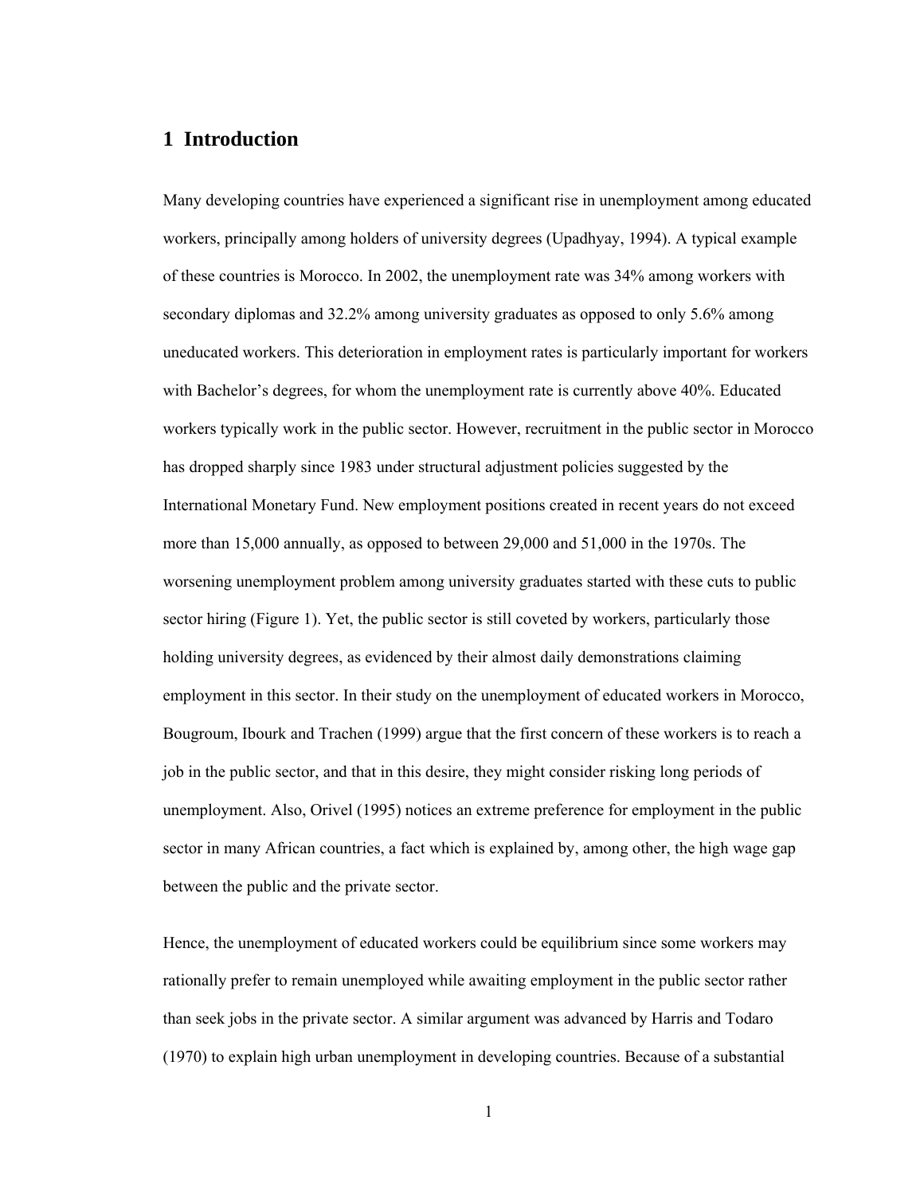## 1 Introduction

Many developing countries have experienced a significant rise in unemployment among educated workers, principally among holders of university degrees (Upadhyay, 1994). A typical example of these countries is Morocco. In 2002, the unemployment rate was 34% among workers with secondary diplomas and 32.2% among university graduates as opposed to only 5.6% among uneducated workers. This deterioration in employment rates is particularly important for workers with Bachelor's degrees, for whom the unemployment rate is currently above 40%. Educated workers typically work in the public sector. However, recruitment in the public sector in Morocco has dropped sharply since 1983 under structural adjustment policies suggested by the International Monetary Fund. New employment positions created in recent years do not exceed more than 15,000 annually, as opposed to between 29,000 and 51,000 in the 1970s. The worsening unemployment problem among university graduates started with these cuts to public sector hiring (Figure 1). Yet, the public sector is still coveted by workers, particularly those holding university degrees, as evidenced by their almost daily demonstrations claiming employment in this sector. In their study on the unemployment of educated workers in Morocco, Bougroum, Ibourk and Trachen (1999) argue that the first concern of these workers is to reach a job in the public sector, and that in this desire, they might consider risking long periods of unemployment. Also, Orivel (1995) notices an extreme preference for employment in the public sector in many African countries, a fact which is explained by, among other, the high wage gap between the public and the private sector.

Hence, the unemployment of educated workers could be equilibrium since some workers may rationally prefer to remain unemployed while awaiting employment in the public sector rather than seek jobs in the private sector. A similar argument was advanced by Harris and Todaro (1970) to explain high urban unemployment in developing countries. Because of a substantial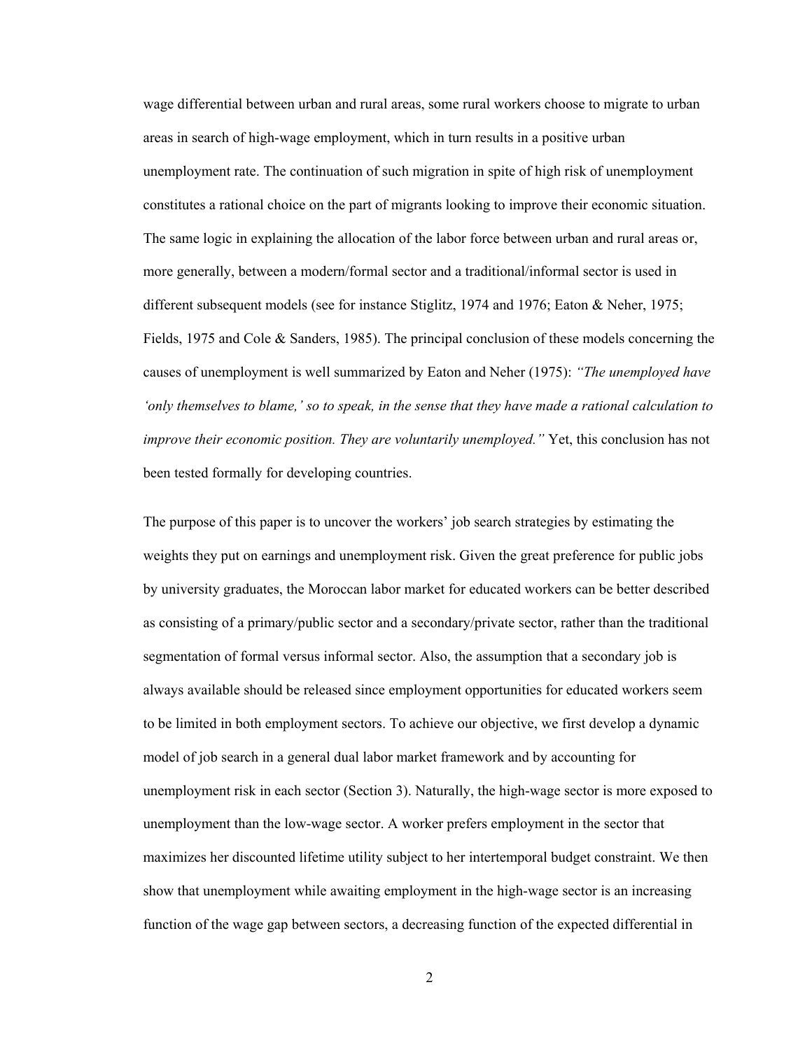wage differential between urban and rural areas, some rural workers choose to migrate to urban areas in search of high-wage employment, which in turn results in a positive urban unemployment rate. The continuation of such migration in spite of high risk of unemployment constitutes a rational choice on the part of migrants looking to improve their economic situation. The same logic in explaining the allocation of the labor force between urban and rural areas or, more generally, between a modern/formal sector and a traditional/informal sector is used in different subsequent models (see for instance Stiglitz, 1974 and 1976; Eaton & Neher, 1975; Fields, 1975 and Cole & Sanders, 1985). The principal conclusion of these models concerning the causes of unemployment is well summarized by Eaton and Neher (1975): *"The unemployed have 'only themselves to blame,' so to speak, in the sense that they have made a rational calculation to improve their economic position. They are voluntarily unemployed."* Yet, this conclusion has not been tested formally for developing countries.

The purpose of this paper is to uncover the workers' job search strategies by estimating the weights they put on earnings and unemployment risk. Given the great preference for public jobs by university graduates, the Moroccan labor market for educated workers can be better described as consisting of a primary/public sector and a secondary/private sector, rather than the traditional segmentation of formal versus informal sector. Also, the assumption that a secondary job is always available should be released since employment opportunities for educated workers seem to be limited in both employment sectors. To achieve our objective, we first develop a dynamic model of job search in a general dual labor market framework and by accounting for unemployment risk in each sector (Section 3). Naturally, the high-wage sector is more exposed to unemployment than the low-wage sector. A worker prefers employment in the sector that maximizes her discounted lifetime utility subject to her intertemporal budget constraint. We then show that unemployment while awaiting employment in the high-wage sector is an increasing function of the wage gap between sectors, a decreasing function of the expected differential in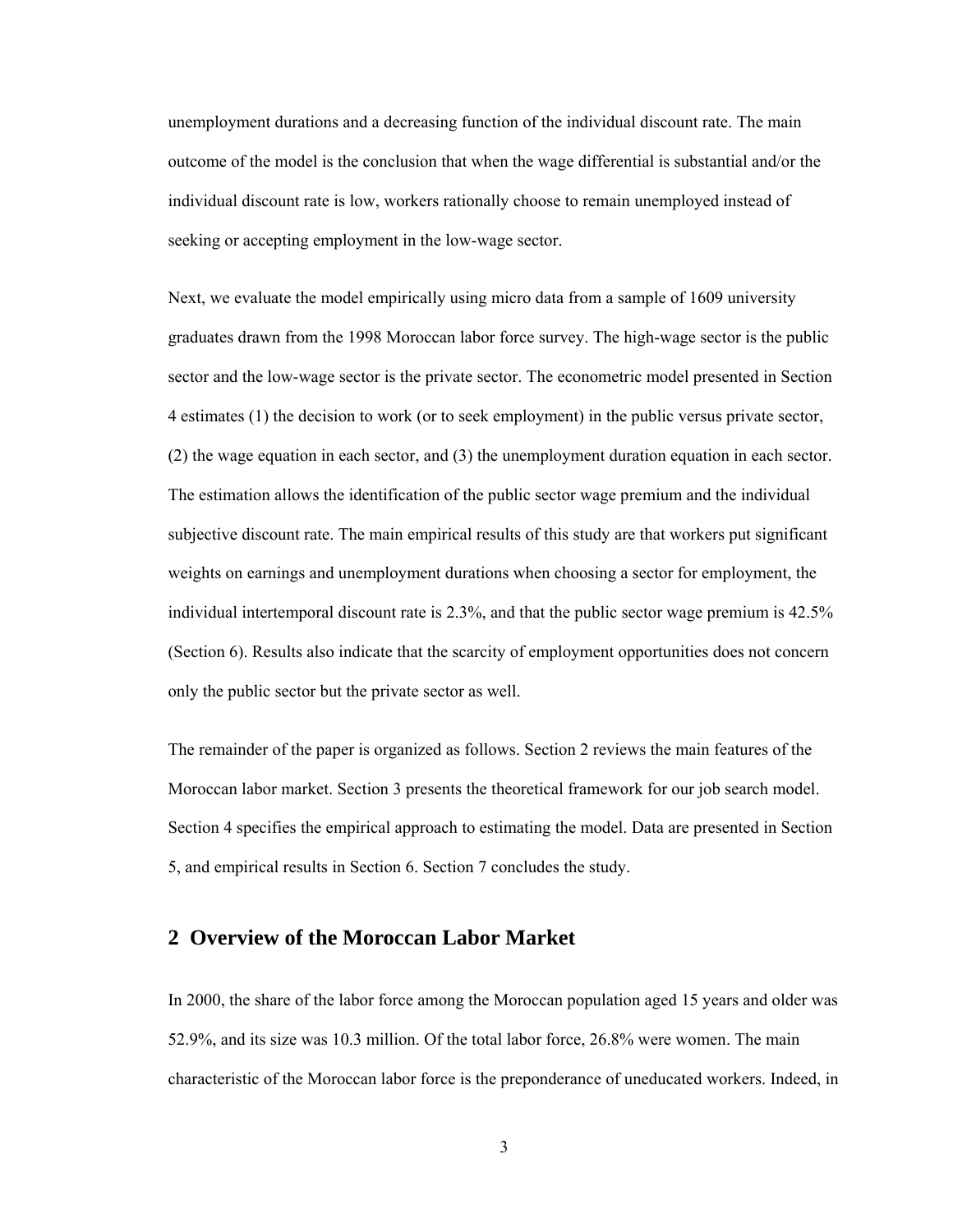unemployment durations and a decreasing function of the individual discount rate. The main outcome of the model is the conclusion that when the wage differential is substantial and/or the individual discount rate is low, workers rationally choose to remain unemployed instead of seeking or accepting employment in the low-wage sector.

Next, we evaluate the model empirically using micro data from a sample of 1609 university graduates drawn from the 1998 Moroccan labor force survey. The high-wage sector is the public sector and the low-wage sector is the private sector. The econometric model presented in Section 4 estimates (1) the decision to work (or to seek employment) in the public versus private sector, (2) the wage equation in each sector, and (3) the unemployment duration equation in each sector. The estimation allows the identification of the public sector wage premium and the individual subjective discount rate. The main empirical results of this study are that workers put significant weights on earnings and unemployment durations when choosing a sector for employment, the individual intertemporal discount rate is 2.3%, and that the public sector wage premium is 42.5% (Section 6). Results also indicate that the scarcity of employment opportunities does not concern only the public sector but the private sector as well.

The remainder of the paper is organized as follows. Section 2 reviews the main features of the Moroccan labor market. Section 3 presents the theoretical framework for our job search model. Section 4 specifies the empirical approach to estimating the model. Data are presented in Section 5, and empirical results in Section 6. Section 7 concludes the study.

## 2 Overview of the Moroccan Labor Market

In 2000, the share of the labor force among the Moroccan population aged 15 years and older was 52.9%, and its size was 10.3 million. Of the total labor force, 26.8% were women. The main characteristic of the Moroccan labor force is the preponderance of uneducated workers. Indeed, in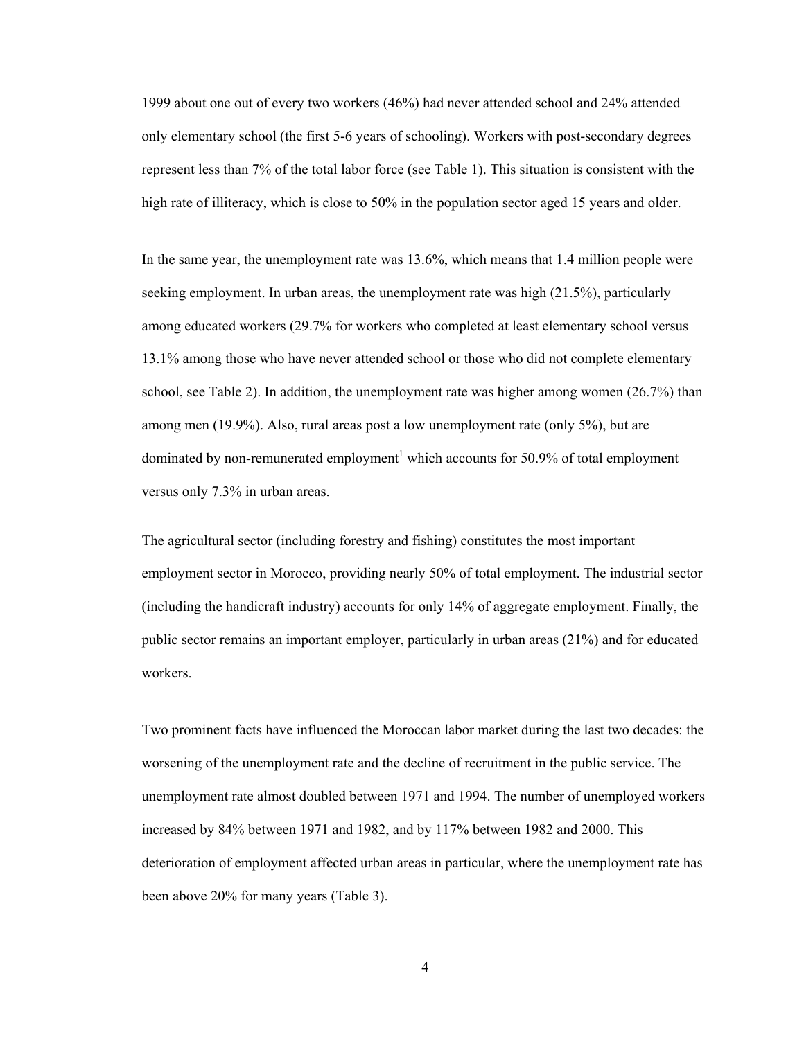1999 about one out of every two workers (46%) had never attended school and 24% attended only elementary school (the first 5-6 years of schooling). Workers with post-secondary degrees represent less than 7% of the total labor force (see Table 1). This situation is consistent with the high rate of illiteracy, which is close to 50% in the population sector aged 15 years and older.

In the same year, the unemployment rate was 13.6%, which means that 1.4 million people were seeking employment. In urban areas, the unemployment rate was high (21.5%), particularly among educated workers (29.7% for workers who completed at least elementary school versus 13.1% among those who have never attended school or those who did not complete elementary school, see Table 2). In addition, the unemployment rate was higher among women (26.7%) than among men (19.9%). Also, rural areas post a low unemployment rate (only 5%), but are dominated by non-remunerated employment[1] which accounts for 50.9% of total employment versus only 7.3% in urban areas.

The agricultural sector (including forestry and fishing) constitutes the most important employment sector in Morocco, providing nearly 50% of total employment. The industrial sector (including the handicraft industry) accounts for only 14% of aggregate employment. Finally, the public sector remains an important employer, particularly in urban areas (21%) and for educated workers.

Two prominent facts have influenced the Moroccan labor market during the last two decades: the worsening of the unemployment rate and the decline of recruitment in the public service. The unemployment rate almost doubled between 1971 and 1994. The number of unemployed workers increased by 84% between 1971 and 1982, and by 117% between 1982 and 2000. This deterioration of employment affected urban areas in particular, where the unemployment rate has been above 20% for many years (Table 3).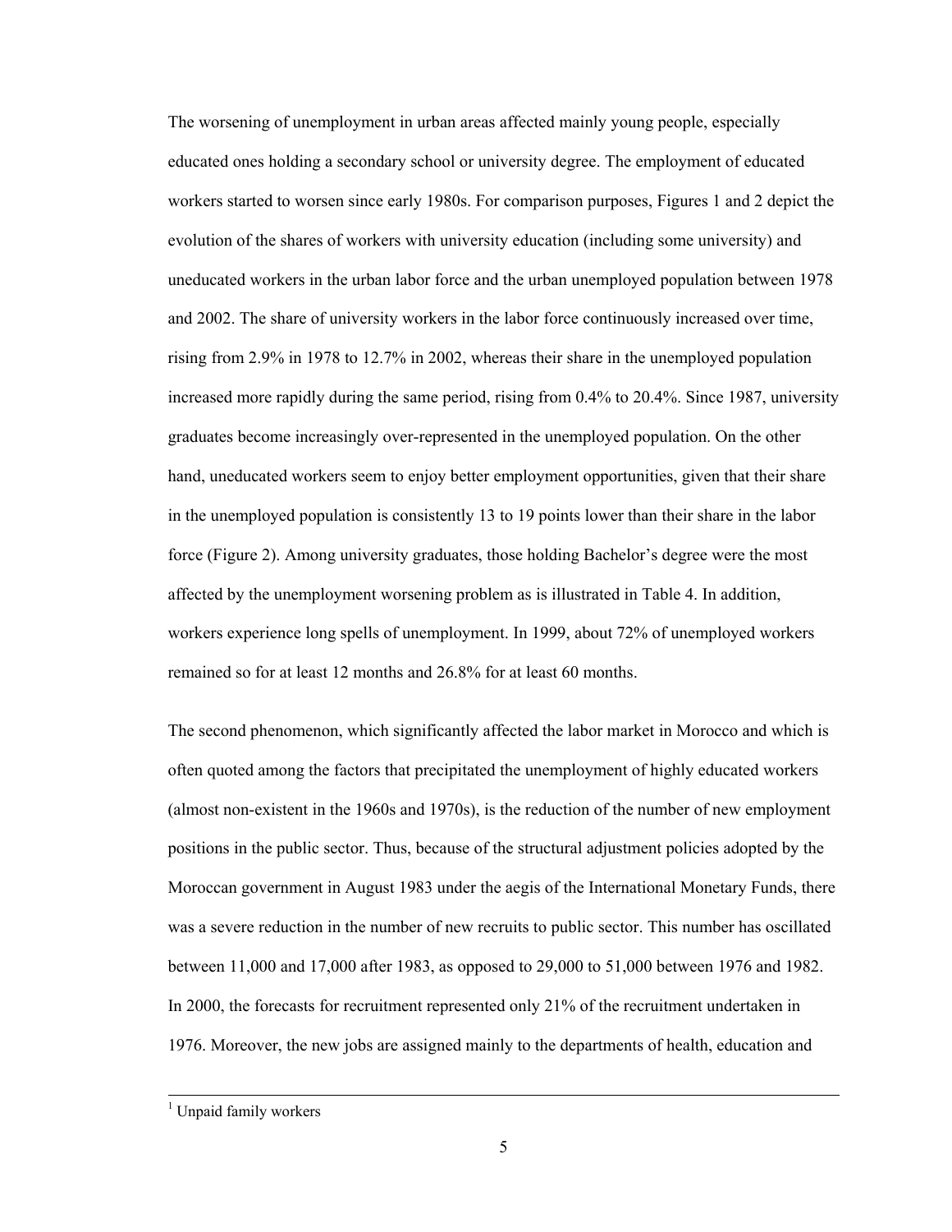The worsening of unemployment in urban areas affected mainly young people, especially educated ones holding a secondary school or university degree. The employment of educated workers started to worsen since early 1980s. For comparison purposes, Figures 1 and 2 depict the evolution of the shares of workers with university education (including some university) and uneducated workers in the urban labor force and the urban unemployed population between 1978 and 2002. The share of university workers in the labor force continuously increased over time, rising from 2.9% in 1978 to 12.7% in 2002, whereas their share in the unemployed population increased more rapidly during the same period, rising from 0.4% to 20.4%. Since 1987, university graduates become increasingly over-represented in the unemployed population. On the other hand, uneducated workers seem to enjoy better employment opportunities, given that their share in the unemployed population is consistently 13 to 19 points lower than their share in the labor force (Figure 2). Among university graduates, those holding Bachelor's degree were the most affected by the unemployment worsening problem as is illustrated in Table 4. In addition, workers experience long spells of unemployment. In 1999, about 72% of unemployed workers remained so for at least 12 months and 26.8% for at least 60 months.

The second phenomenon, which significantly affected the labor market in Morocco and which is often quoted among the factors that precipitated the unemployment of highly educated workers (almost non-existent in the 1960s and 1970s), is the reduction of the number of new employment positions in the public sector. Thus, because of the structural adjustment policies adopted by the Moroccan government in August 1983 under the aegis of the International Monetary Funds, there was a severe reduction in the number of new recruits to public sector. This number has oscillated between 11,000 and 17,000 after 1983, as opposed to 29,000 to 51,000 between 1976 and 1982. In 2000, the forecasts for recruitment represented only 21% of the recruitment undertaken in 1976. Moreover, the new jobs are assigned mainly to the departments of health, education and

---

[1] Unpaid family workers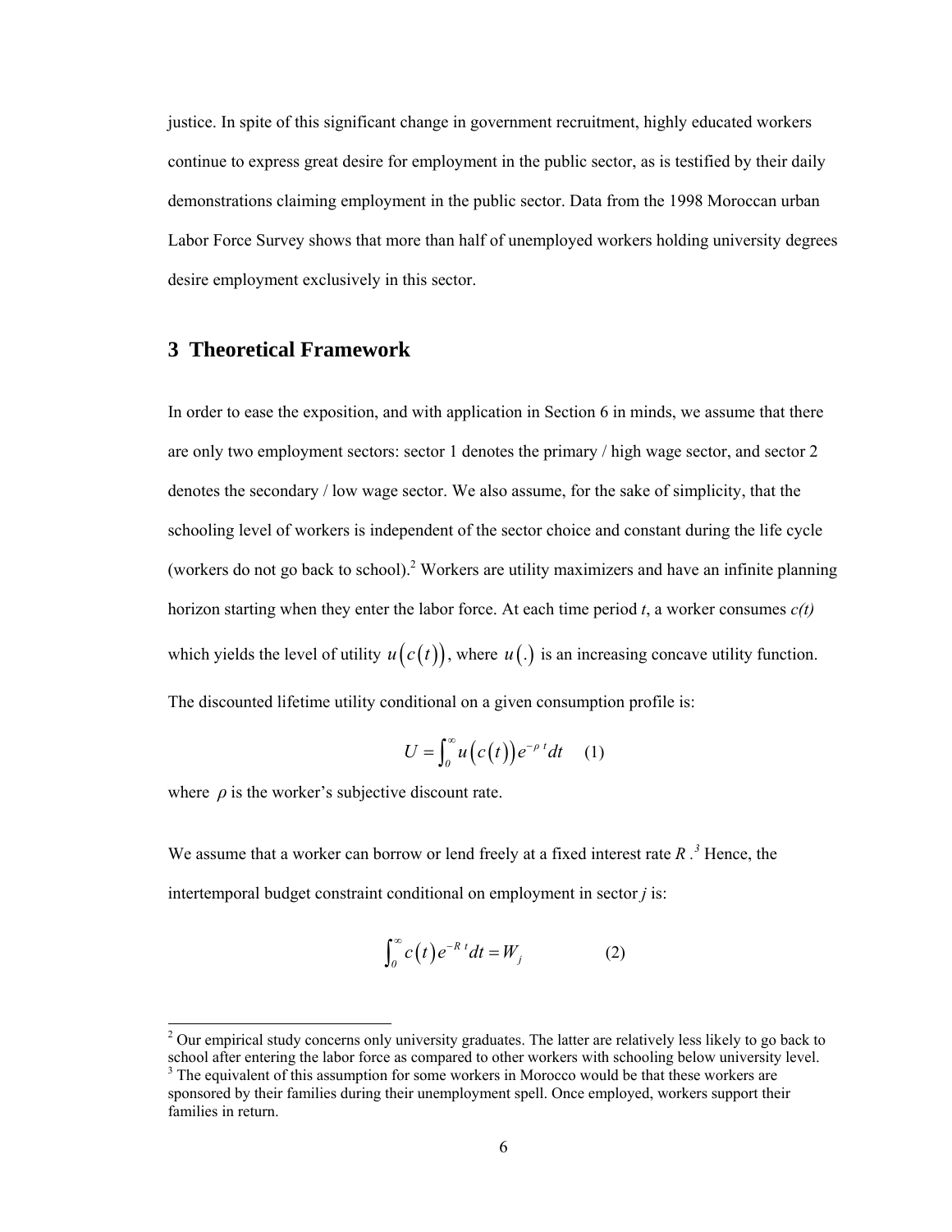justice. In spite of this significant change in government recruitment, highly educated workers continue to express great desire for employment in the public sector, as is testified by their daily demonstrations claiming employment in the public sector. Data from the 1998 Moroccan urban Labor Force Survey shows that more than half of unemployed workers holding university degrees desire employment exclusively in this sector.

## 3 Theoretical Framework

In order to ease the exposition, and with application in Section 6 in minds, we assume that there are only two employment sectors: sector 1 denotes the primary / high wage sector, and sector 2 denotes the secondary / low wage sector. We also assume, for the sake of simplicity, that the schooling level of workers is independent of the sector choice and constant during the life cycle (workers do not go back to school).[2] Workers are utility maximizers and have an infinite planning horizon starting when they enter the labor force. At each time period *t*, a worker consumes *c(t)* which yields the level of utility $u\left(c\left(t\right)\right)$, where $u\left(.\right)$ is an increasing concave utility function. The discounted lifetime utility conditional on a given consumption profile is:

$$U = \int_{0}^{\infty} u\left(c\left(t\right)\right) e^{-\rho\, t} dt \qquad (1)$$

where $\rho$ is the worker's subjective discount rate.

We assume that a worker can borrow or lend freely at a fixed interest rate $R$.[3] Hence, the intertemporal budget constraint conditional on employment in sector *j* is:

$$\int_{0}^{\infty} c\left(t\right) e^{-R\, t} dt = W_j \qquad (2)$$

[2] Our empirical study concerns only university graduates. The latter are relatively less likely to go back to school after entering the labor force as compared to other workers with schooling below university level.

[3] The equivalent of this assumption for some workers in Morocco would be that these workers are sponsored by their families during their unemployment spell. Once employed, workers support their families in return.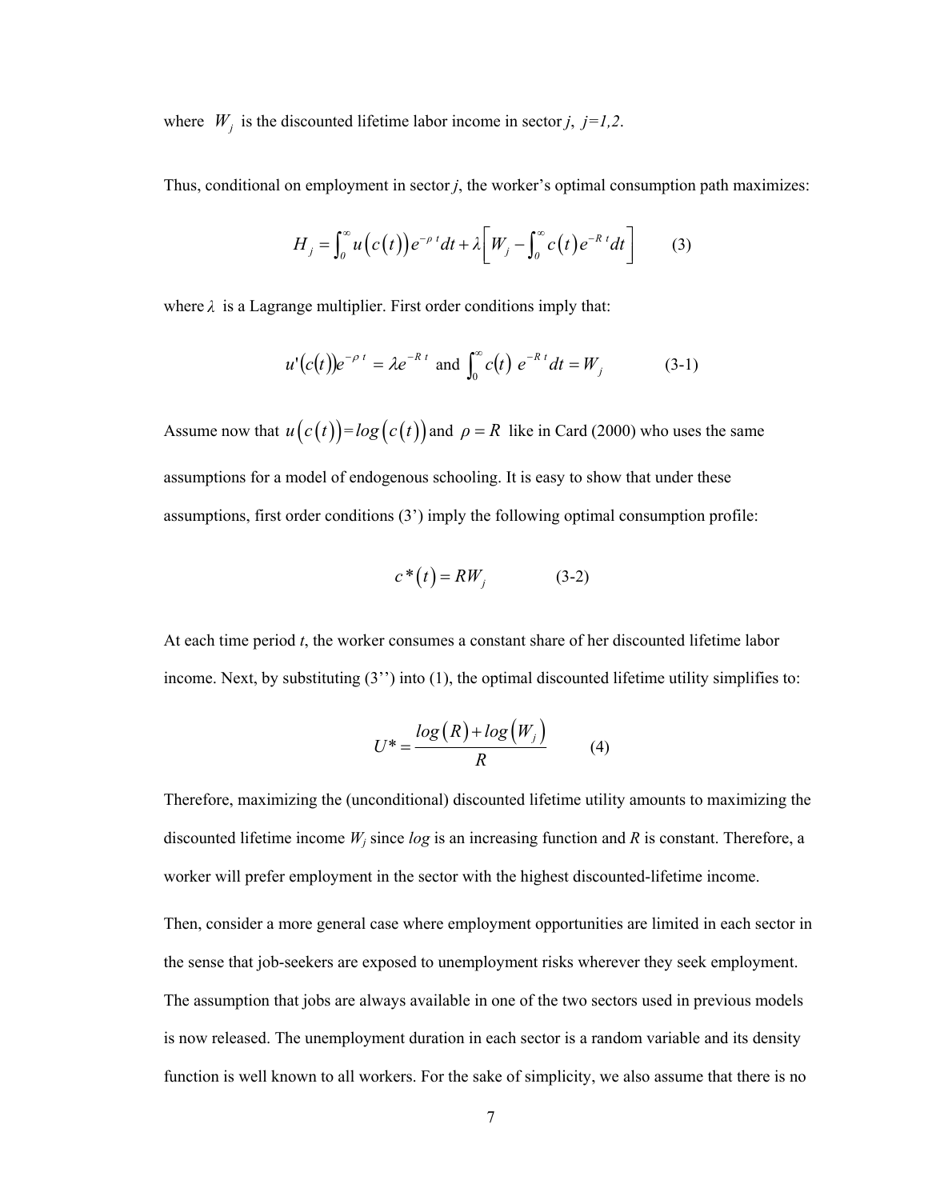where $W_j$ is the discounted lifetime labor income in sector *j*, *j=1,2*.

Thus, conditional on employment in sector *j*, the worker's optimal consumption path maximizes:

$$H_j = \int_0^\infty u\left(c\left(t\right)\right)e^{-\rho t}dt + \lambda\left[W_j - \int_0^\infty c\left(t\right)e^{-R t}dt\right] \qquad (3)$$

where $\lambda$ is a Lagrange multiplier. First order conditions imply that:

$$u'\left(c(t)\right)e^{-\rho t} = \lambda e^{-R t} \text{ and } \int_0^\infty c(t)\ e^{-R t}dt = W_j \qquad (3\text{-}1)$$

Assume now that $u\left(c\left(t\right)\right) = log\left(c\left(t\right)\right)$ and $\rho = R$ like in Card (2000) who uses the same assumptions for a model of endogenous schooling. It is easy to show that under these assumptions, first order conditions (3') imply the following optimal consumption profile:

$$c^*\left(t\right) = RW_j \qquad (3\text{-}2)$$

At each time period *t*, the worker consumes a constant share of her discounted lifetime labor income. Next, by substituting (3'') into (1), the optimal discounted lifetime utility simplifies to:

$$U^* = \frac{log\left(R\right) + log\left(W_j\right)}{R} \qquad (4)$$

Therefore, maximizing the (unconditional) discounted lifetime utility amounts to maximizing the discounted lifetime income $W_j$ since *log* is an increasing function and *R* is constant. Therefore, a worker will prefer employment in the sector with the highest discounted-lifetime income.

Then, consider a more general case where employment opportunities are limited in each sector in the sense that job-seekers are exposed to unemployment risks wherever they seek employment. The assumption that jobs are always available in one of the two sectors used in previous models is now released. The unemployment duration in each sector is a random variable and its density function is well known to all workers. For the sake of simplicity, we also assume that there is no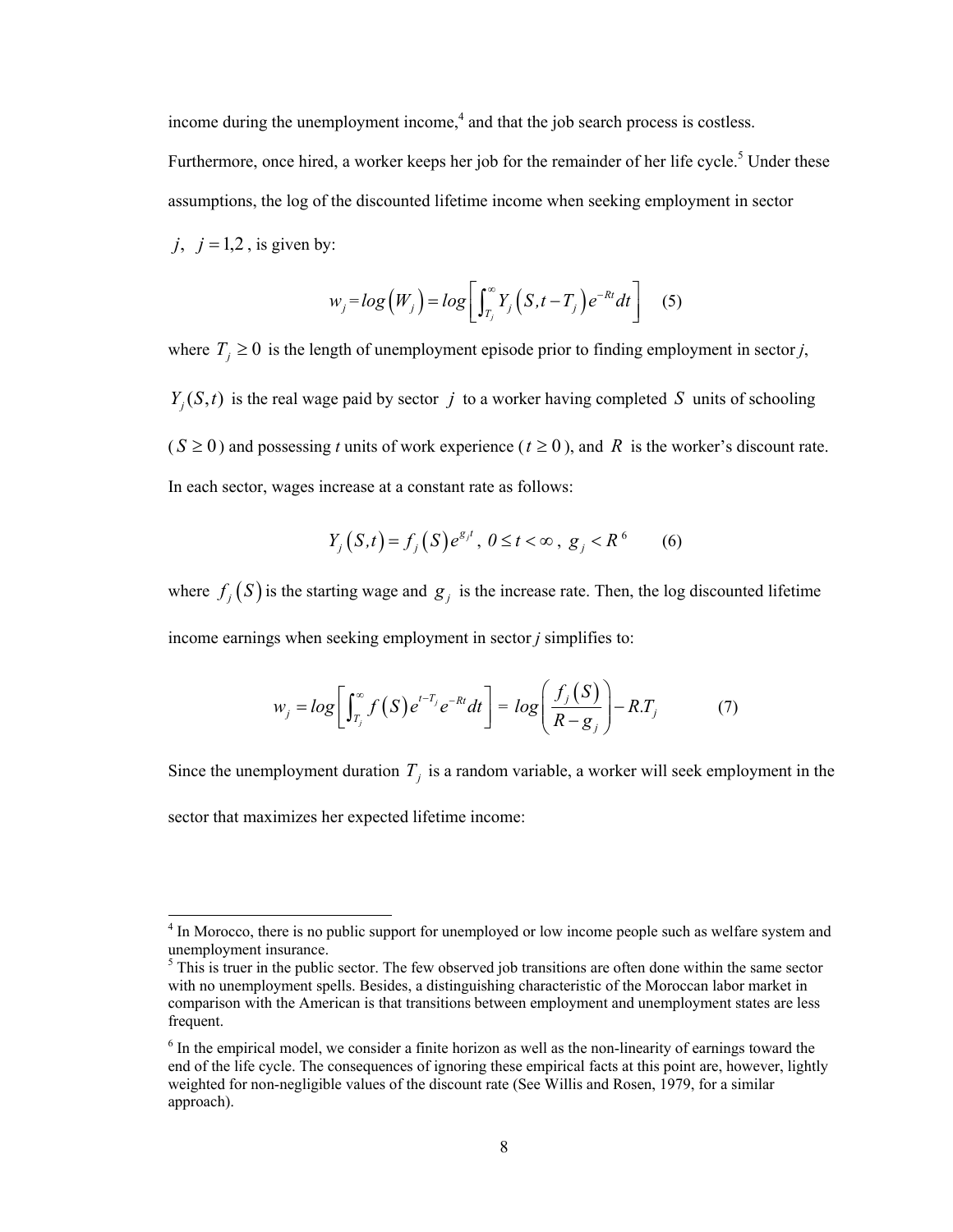income during the unemployment income,[4] and that the job search process is costless. Furthermore, once hired, a worker keeps her job for the remainder of her life cycle.[5] Under these assumptions, the log of the discounted lifetime income when seeking employment in sector $j$, $j = 1,2$, is given by:

$$w_j = log\left(W_j\right) = log\left[\int_{T_j}^{\infty} Y_j\left(S, t - T_j\right) e^{-Rt} dt\right] \quad (5)$$

where $T_j \geq 0$ is the length of unemployment episode prior to finding employment in sector $j$, $Y_j(S,t)$ is the real wage paid by sector $j$ to a worker having completed $S$ units of schooling ($S \geq 0$) and possessing $t$ units of work experience ($t \geq 0$), and $R$ is the worker's discount rate. In each sector, wages increase at a constant rate as follows:

$$Y_j\left(S,t\right) = f_j\left(S\right) e^{g_j t},\ 0 \leq t < \infty,\ g_j < R^{6} \quad (6)$$

where $f_j\left(S\right)$ is the starting wage and $g_j$ is the increase rate. Then, the log discounted lifetime income earnings when seeking employment in sector $j$ simplifies to:

$$w_j = log\left[\int_{T_j}^{\infty} f\left(S\right) e^{t - T_j} e^{-Rt} dt\right] = log\left(\frac{f_j\left(S\right)}{R - g_j}\right) - R.T_j \quad (7)$$

Since the unemployment duration $T_j$ is a random variable, a worker will seek employment in the sector that maximizes her expected lifetime income:

---

[4] In Morocco, there is no public support for unemployed or low income people such as welfare system and unemployment insurance.

[5] This is truer in the public sector. The few observed job transitions are often done within the same sector with no unemployment spells. Besides, a distinguishing characteristic of the Moroccan labor market in comparison with the American is that transitions between employment and unemployment states are less frequent.

[6] In the empirical model, we consider a finite horizon as well as the non-linearity of earnings toward the end of the life cycle. The consequences of ignoring these empirical facts at this point are, however, lightly weighted for non-negligible values of the discount rate (See Willis and Rosen, 1979, for a similar approach).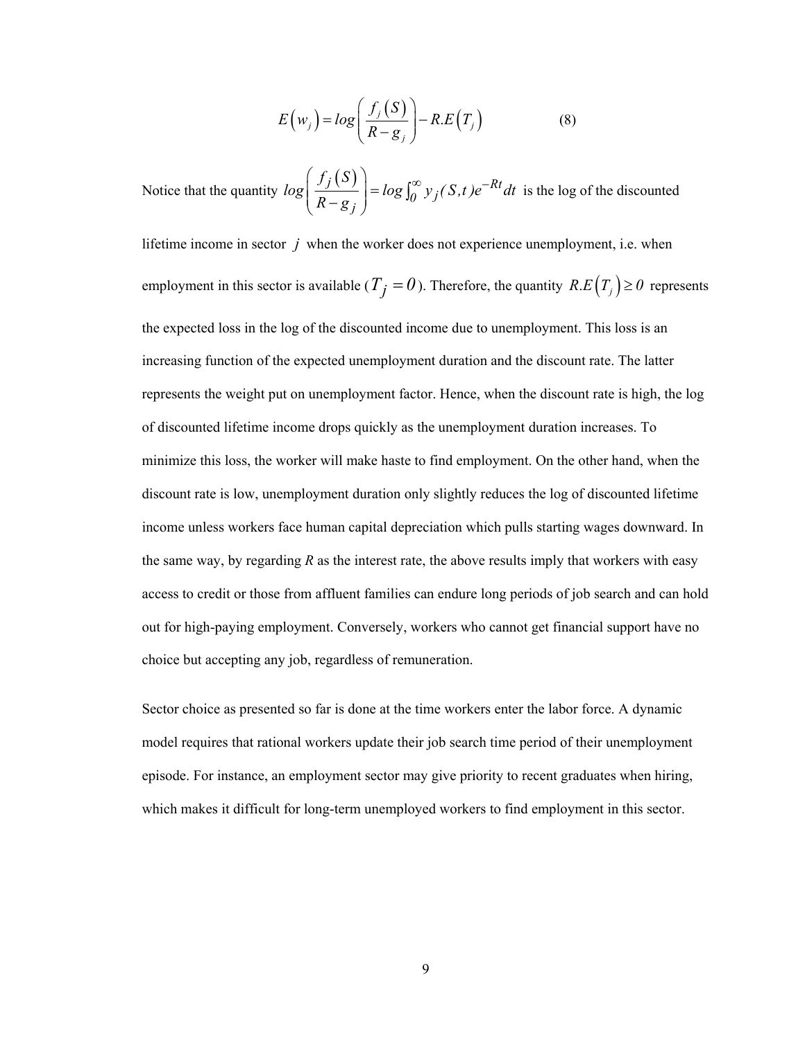$$E\left(w_j\right) = log\left(\frac{f_j\left(S\right)}{R - g_j}\right) - R.E\left(T_j\right) \tag{8}$$

Notice that the quantity $log\left(\frac{f_j\left(S\right)}{R - g_j}\right) = log\int_0^\infty y_j(S,t)e^{-Rt}dt$ is the log of the discounted lifetime income in sector $j$ when the worker does not experience unemployment, i.e. when employment in this sector is available ($T_j = 0$). Therefore, the quantity $R.E\left(T_j\right) \geq 0$ represents the expected loss in the log of the discounted income due to unemployment. This loss is an increasing function of the expected unemployment duration and the discount rate. The latter represents the weight put on unemployment factor. Hence, when the discount rate is high, the log of discounted lifetime income drops quickly as the unemployment duration increases. To minimize this loss, the worker will make haste to find employment. On the other hand, when the discount rate is low, unemployment duration only slightly reduces the log of discounted lifetime income unless workers face human capital depreciation which pulls starting wages downward. In the same way, by regarding *R* as the interest rate, the above results imply that workers with easy access to credit or those from affluent families can endure long periods of job search and can hold out for high-paying employment. Conversely, workers who cannot get financial support have no choice but accepting any job, regardless of remuneration.

Sector choice as presented so far is done at the time workers enter the labor force. A dynamic model requires that rational workers update their job search time period of their unemployment episode. For instance, an employment sector may give priority to recent graduates when hiring, which makes it difficult for long-term unemployed workers to find employment in this sector.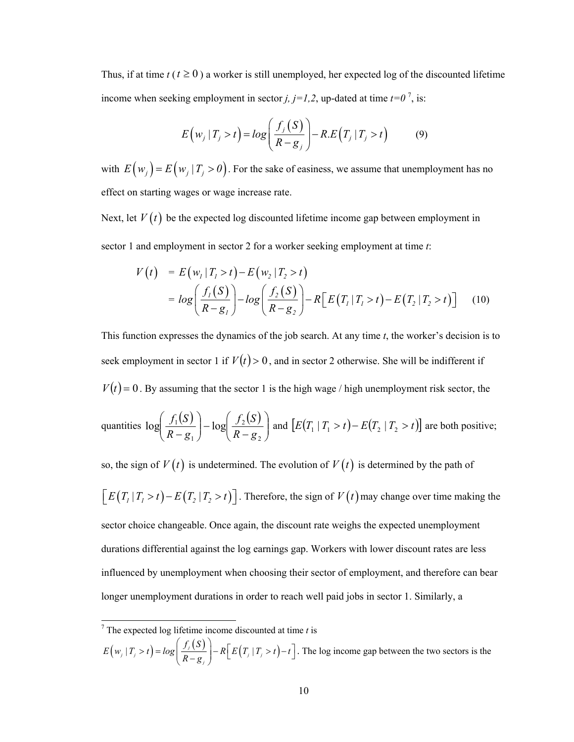Thus, if at time $t$ ( $t \geq 0$ ) a worker is still unemployed, her expected log of the discounted lifetime income when seeking employment in sector $j$, $j=1,2$, up-dated at time $t=0$ [7], is:

$$E\left(w_j \mid T_j > t\right) = log\left(\frac{f_j(S)}{R-g_j}\right) - R.E\left(T_j \mid T_j > t\right) \qquad (9)$$

with $E\left(w_j\right) = E\left(w_j \mid T_j > 0\right)$. For the sake of easiness, we assume that unemployment has no effect on starting wages or wage increase rate.

Next, let $V(t)$ be the expected log discounted lifetime income gap between employment in sector 1 and employment in sector 2 for a worker seeking employment at time $t$:

$$\begin{aligned} V(t) &= E\left(w_1 \mid T_1 > t\right) - E\left(w_2 \mid T_2 > t\right) \\ &= log\left(\frac{f_1(S)}{R-g_1}\right) - log\left(\frac{f_2(S)}{R-g_2}\right) - R\left[E\left(T_1 \mid T_1 > t\right) - E\left(T_2 \mid T_2 > t\right)\right] \qquad (10) \end{aligned}$$

This function expresses the dynamics of the job search. At any time $t$, the worker's decision is to seek employment in sector 1 if $V(t) > 0$, and in sector 2 otherwise. She will be indifferent if $V(t) = 0$. By assuming that the sector 1 is the high wage / high unemployment risk sector, the quantities $\log\left(\frac{f_1(S)}{R-g_1}\right) - \log\left(\frac{f_2(S)}{R-g_2}\right)$ and $\left[E\left(T_1 \mid T_1 > t\right) - E\left(T_2 \mid T_2 > t\right)\right]$ are both positive; so, the sign of $V(t)$ is undetermined. The evolution of $V(t)$ is determined by the path of $\left[E\left(T_1 \mid T_1 > t\right) - E\left(T_2 \mid T_2 > t\right)\right]$. Therefore, the sign of $V(t)$ may change over time making the sector choice changeable. Once again, the discount rate weighs the expected unemployment durations differential against the log earnings gap. Workers with lower discount rates are less influenced by unemployment when choosing their sector of employment, and therefore can bear longer unemployment durations in order to reach well paid jobs in sector 1. Similarly, a

---

[7] The expected log lifetime income discounted at time $t$ is $E\left(w_j \mid T_j > t\right) = log\left(\frac{f_j(S)}{R-g_j}\right) - R\left[E\left(T_j \mid T_j > t\right) - t\right]$. The log income gap between the two sectors is the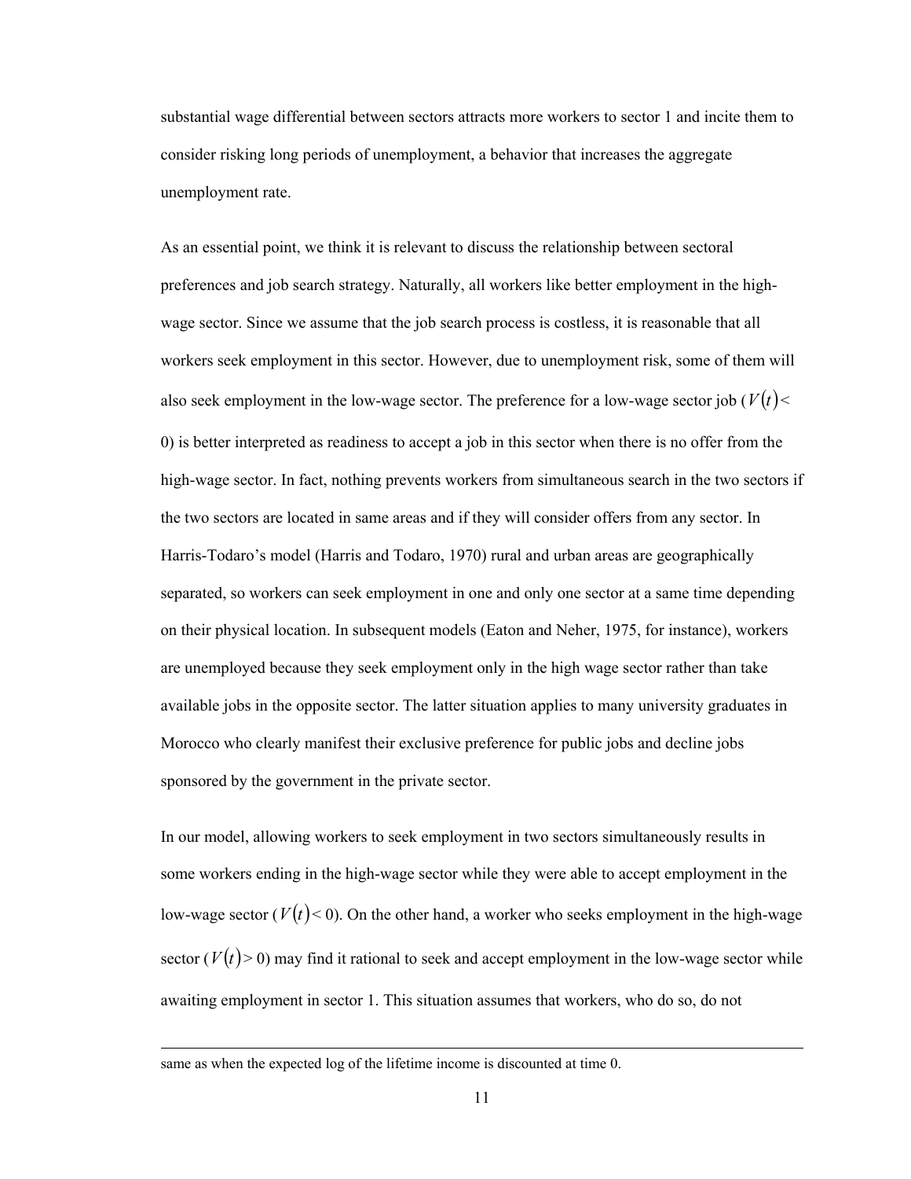substantial wage differential between sectors attracts more workers to sector 1 and incite them to consider risking long periods of unemployment, a behavior that increases the aggregate unemployment rate.

As an essential point, we think it is relevant to discuss the relationship between sectoral preferences and job search strategy. Naturally, all workers like better employment in the high-wage sector. Since we assume that the job search process is costless, it is reasonable that all workers seek employment in this sector. However, due to unemployment risk, some of them will also seek employment in the low-wage sector. The preference for a low-wage sector job ($V(t) < 0$) is better interpreted as readiness to accept a job in this sector when there is no offer from the high-wage sector. In fact, nothing prevents workers from simultaneous search in the two sectors if the two sectors are located in same areas and if they will consider offers from any sector. In Harris-Todaro's model (Harris and Todaro, 1970) rural and urban areas are geographically separated, so workers can seek employment in one and only one sector at a same time depending on their physical location. In subsequent models (Eaton and Neher, 1975, for instance), workers are unemployed because they seek employment only in the high wage sector rather than take available jobs in the opposite sector. The latter situation applies to many university graduates in Morocco who clearly manifest their exclusive preference for public jobs and decline jobs sponsored by the government in the private sector.

In our model, allowing workers to seek employment in two sectors simultaneously results in some workers ending in the high-wage sector while they were able to accept employment in the low-wage sector ($V(t) < 0$). On the other hand, a worker who seeks employment in the high-wage sector ($V(t) > 0$) may find it rational to seek and accept employment in the low-wage sector while awaiting employment in sector 1. This situation assumes that workers, who do so, do not

---

same as when the expected log of the lifetime income is discounted at time 0.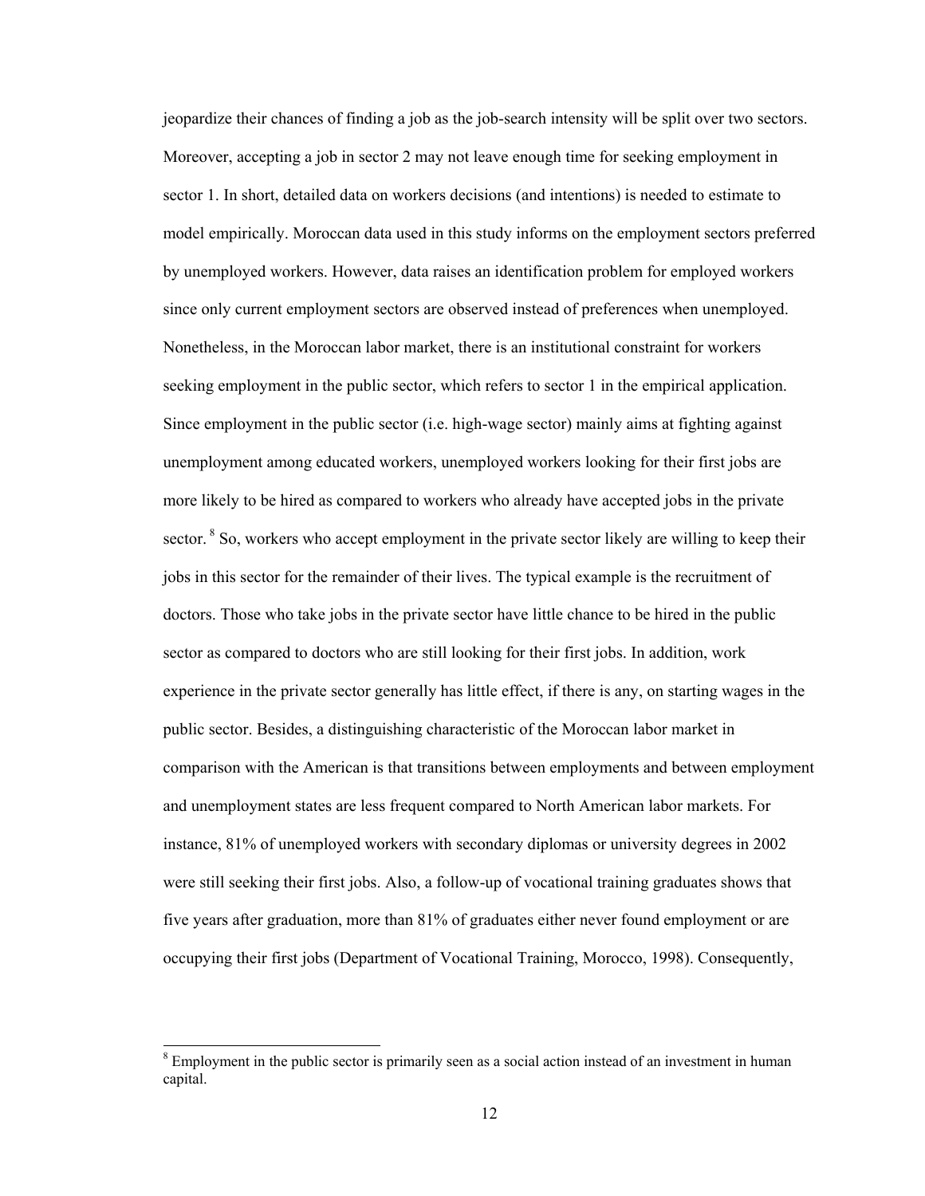jeopardize their chances of finding a job as the job-search intensity will be split over two sectors. Moreover, accepting a job in sector 2 may not leave enough time for seeking employment in sector 1. In short, detailed data on workers decisions (and intentions) is needed to estimate to model empirically. Moroccan data used in this study informs on the employment sectors preferred by unemployed workers. However, data raises an identification problem for employed workers since only current employment sectors are observed instead of preferences when unemployed. Nonetheless, in the Moroccan labor market, there is an institutional constraint for workers seeking employment in the public sector, which refers to sector 1 in the empirical application. Since employment in the public sector (i.e. high-wage sector) mainly aims at fighting against unemployment among educated workers, unemployed workers looking for their first jobs are more likely to be hired as compared to workers who already have accepted jobs in the private sector. [8] So, workers who accept employment in the private sector likely are willing to keep their jobs in this sector for the remainder of their lives. The typical example is the recruitment of doctors. Those who take jobs in the private sector have little chance to be hired in the public sector as compared to doctors who are still looking for their first jobs. In addition, work experience in the private sector generally has little effect, if there is any, on starting wages in the public sector. Besides, a distinguishing characteristic of the Moroccan labor market in comparison with the American is that transitions between employments and between employment and unemployment states are less frequent compared to North American labor markets. For instance, 81% of unemployed workers with secondary diplomas or university degrees in 2002 were still seeking their first jobs. Also, a follow-up of vocational training graduates shows that five years after graduation, more than 81% of graduates either never found employment or are occupying their first jobs (Department of Vocational Training, Morocco, 1998). Consequently,

[8] Employment in the public sector is primarily seen as a social action instead of an investment in human capital.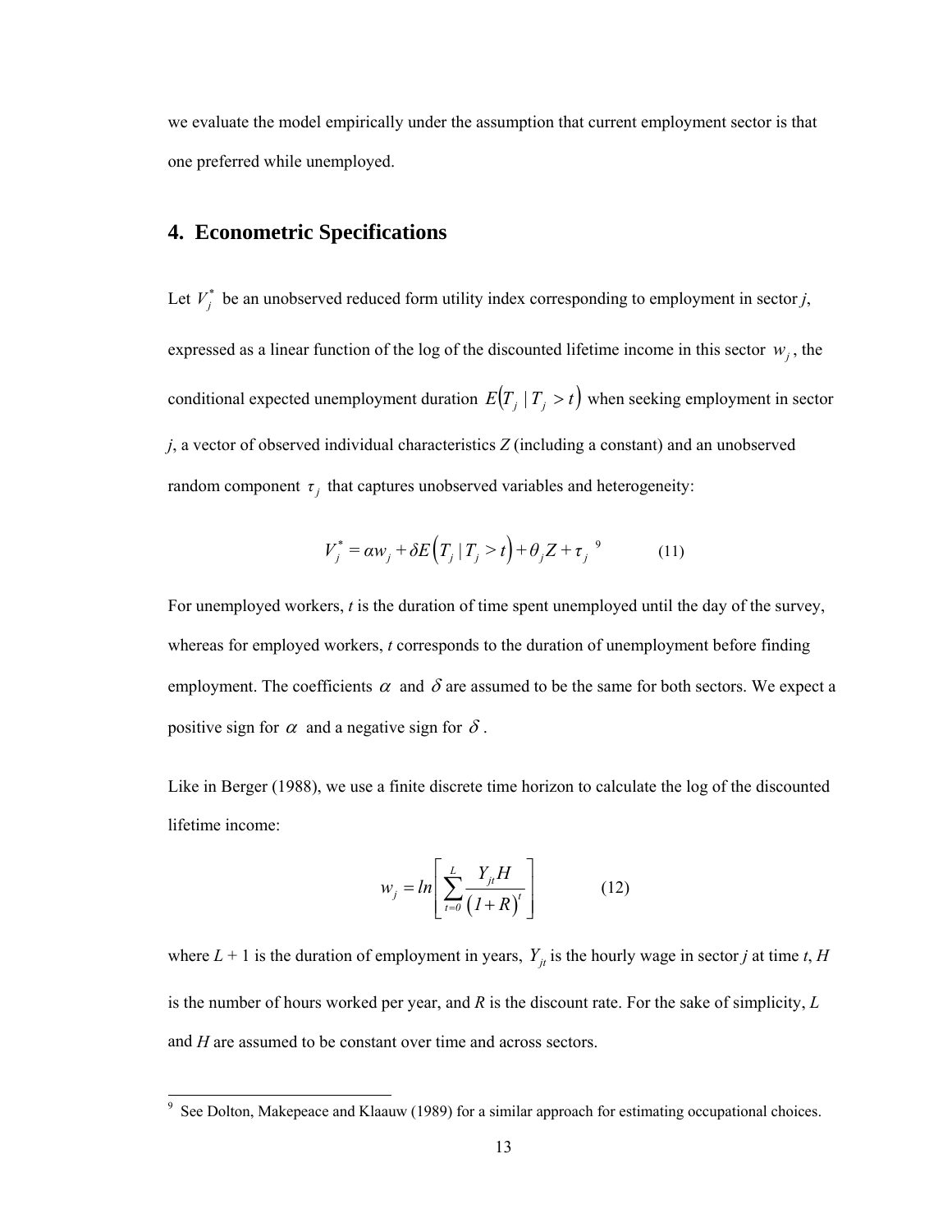we evaluate the model empirically under the assumption that current employment sector is that one preferred while unemployed.

## 4. Econometric Specifications

Let $V_j^*$ be an unobserved reduced form utility index corresponding to employment in sector *j*, expressed as a linear function of the log of the discounted lifetime income in this sector $w_j$, the conditional expected unemployment duration $E(T_j \mid T_j > t)$ when seeking employment in sector *j*, a vector of observed individual characteristics *Z* (including a constant) and an unobserved random component $\tau_j$ that captures unobserved variables and heterogeneity:

$$V_j^* = \alpha w_j + \delta E\left(T_j \mid T_j > t\right) + \theta_j Z + \tau_j \quad (11)$$

[9]

For unemployed workers, *t* is the duration of time spent unemployed until the day of the survey, whereas for employed workers, *t* corresponds to the duration of unemployment before finding employment. The coefficients $\alpha$ and $\delta$ are assumed to be the same for both sectors. We expect a positive sign for $\alpha$ and a negative sign for $\delta$.

Like in Berger (1988), we use a finite discrete time horizon to calculate the log of the discounted lifetime income:

$$w_j = ln\left[\sum_{t=0}^{L} \frac{Y_{jt} H}{\left(1+R\right)^t}\right] \quad (12)$$

where $L + 1$ is the duration of employment in years, $Y_{jt}$ is the hourly wage in sector *j* at time *t*, *H* is the number of hours worked per year, and *R* is the discount rate. For the sake of simplicity, *L* and *H* are assumed to be constant over time and across sectors.

[9] See Dolton, Makepeace and Klaauw (1989) for a similar approach for estimating occupational choices.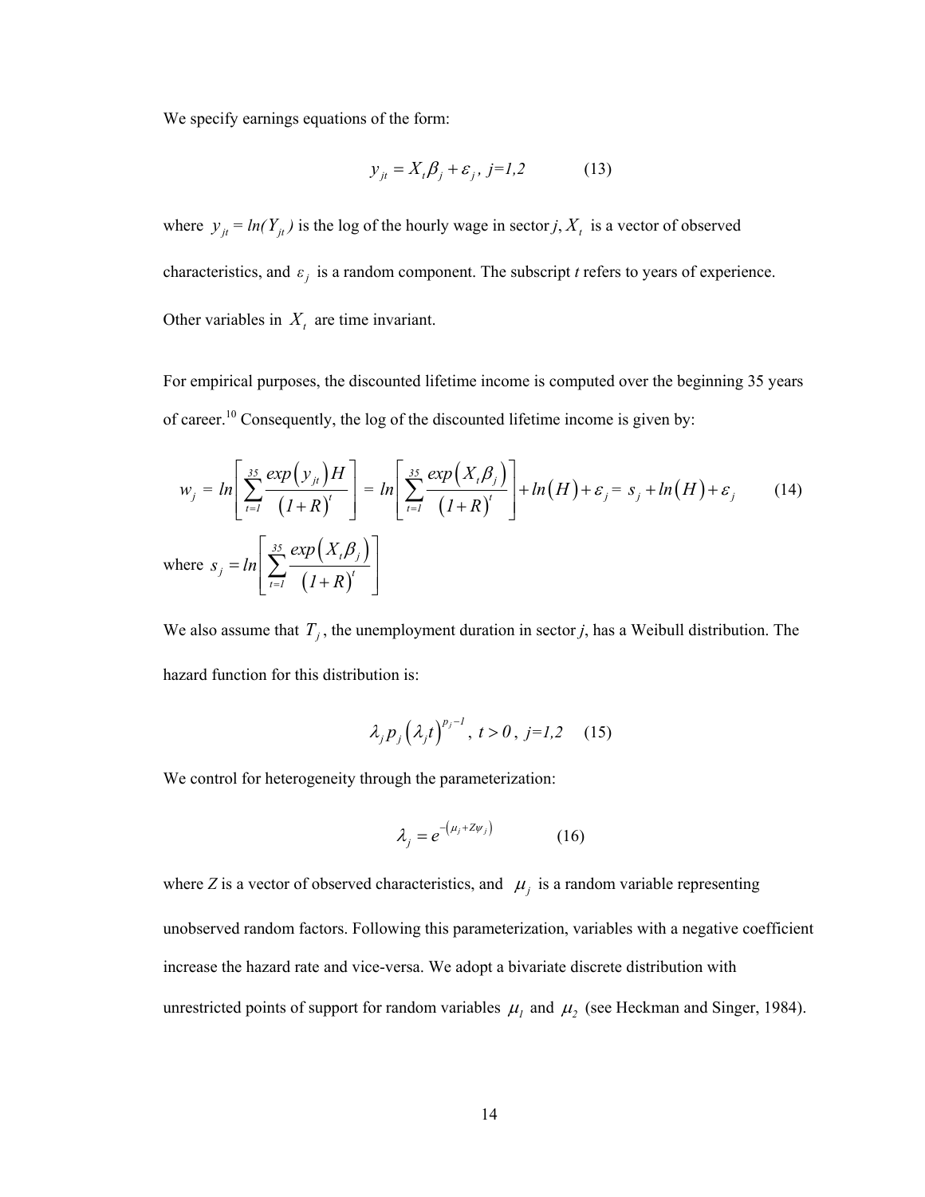We specify earnings equations of the form:

$$y_{jt} = X_t \beta_j + \varepsilon_j, \; j=1,2 \qquad (13)$$

where $y_{jt} = ln(Y_{jt})$ is the log of the hourly wage in sector *j*, $X_t$ is a vector of observed characteristics, and $\varepsilon_j$ is a random component. The subscript *t* refers to years of experience. Other variables in $X_t$ are time invariant.

For empirical purposes, the discounted lifetime income is computed over the beginning 35 years of career.[10] Consequently, the log of the discounted lifetime income is given by:

$$w_j = ln\left[\sum_{t=1}^{35} \frac{exp\left(y_{jt}\right)H}{\left(1+R\right)^t}\right] = ln\left[\sum_{t=1}^{35} \frac{exp\left(X_t \beta_j\right)}{\left(1+R\right)^t}\right] + ln\left(H\right) + \varepsilon_j = s_j + ln\left(H\right) + \varepsilon_j \qquad (14)$$

where $s_j = ln\left[\sum_{t=1}^{35} \frac{exp\left(X_t \beta_j\right)}{\left(1+R\right)^t}\right]$

We also assume that $T_j$, the unemployment duration in sector *j*, has a Weibull distribution. The hazard function for this distribution is:

$$\lambda_j p_j \left(\lambda_j t\right)^{p_j - 1}, \; t > 0, \; j=1,2 \qquad (15)$$

We control for heterogeneity through the parameterization:

$$\lambda_j = e^{-\left(\mu_j + Z\psi_j\right)} \qquad (16)$$

where *Z* is a vector of observed characteristics, and $\mu_j$ is a random variable representing unobserved random factors. Following this parameterization, variables with a negative coefficient increase the hazard rate and vice-versa. We adopt a bivariate discrete distribution with unrestricted points of support for random variables $\mu_1$ and $\mu_2$ (see Heckman and Singer, 1984).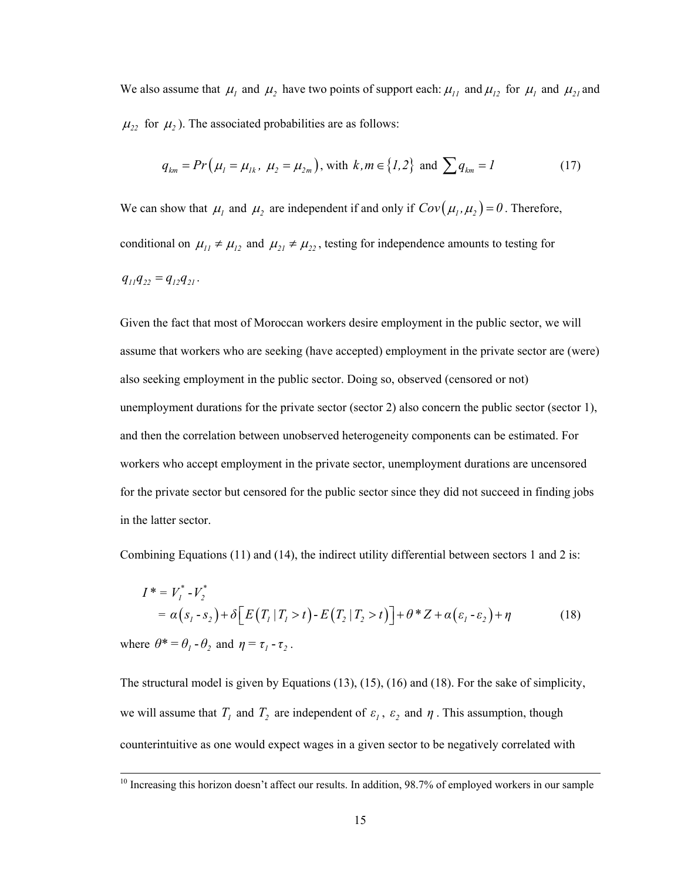We also assume that $\mu_1$ and $\mu_2$ have two points of support each: $\mu_{11}$ and $\mu_{12}$ for $\mu_1$ and $\mu_{21}$ and $\mu_{22}$ for $\mu_2$ ). The associated probabilities are as follows:

$$q_{km} = Pr\left(\mu_1 = \mu_{1k},\ \mu_2 = \mu_{2m}\right), \text{ with } k,m \in \{1,2\} \text{ and } \sum q_{km} = 1 \tag{17}$$

We can show that $\mu_1$ and $\mu_2$ are independent if and only if $Cov\left(\mu_1, \mu_2\right) = 0$. Therefore, conditional on $\mu_{11} \neq \mu_{12}$ and $\mu_{21} \neq \mu_{22}$, testing for independence amounts to testing for $q_{11}q_{22} = q_{12}q_{21}$.

Given the fact that most of Moroccan workers desire employment in the public sector, we will assume that workers who are seeking (have accepted) employment in the private sector are (were) also seeking employment in the public sector. Doing so, observed (censored or not) unemployment durations for the private sector (sector 2) also concern the public sector (sector 1), and then the correlation between unobserved heterogeneity components can be estimated. For workers who accept employment in the private sector, unemployment durations are uncensored for the private sector but censored for the public sector since they did not succeed in finding jobs in the latter sector.

Combining Equations (11) and (14), the indirect utility differential between sectors 1 and 2 is:

$$\begin{aligned} I^* &= V_1^* - V_2^* \\ &= \alpha\left(s_1 - s_2\right) + \delta\left[E\left(T_1 \mid T_1 > t\right) - E\left(T_2 \mid T_2 > t\right)\right] + \theta^* Z + \alpha\left(\varepsilon_1 - \varepsilon_2\right) + \eta \end{aligned} \tag{18}$$

where $\theta^* = \theta_1 - \theta_2$ and $\eta = \tau_1 - \tau_2$.

The structural model is given by Equations (13), (15), (16) and (18). For the sake of simplicity, we will assume that $T_1$ and $T_2$ are independent of $\varepsilon_1$, $\varepsilon_2$ and $\eta$. This assumption, though counterintuitive as one would expect wages in a given sector to be negatively correlated with

[10] Increasing this horizon doesn't affect our results. In addition, 98.7% of employed workers in our sample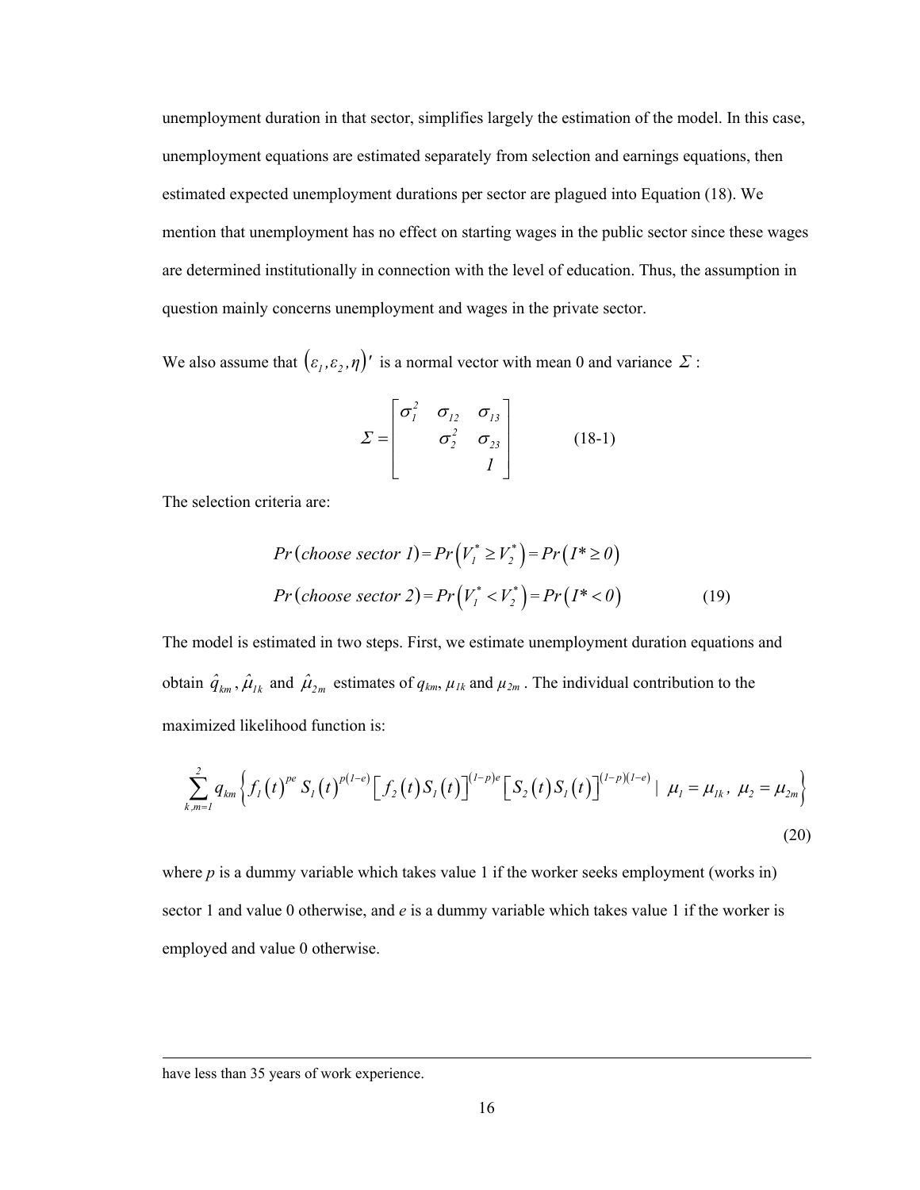unemployment duration in that sector, simplifies largely the estimation of the model. In this case, unemployment equations are estimated separately from selection and earnings equations, then estimated expected unemployment durations per sector are plagued into Equation (18). We mention that unemployment has no effect on starting wages in the public sector since these wages are determined institutionally in connection with the level of education. Thus, the assumption in question mainly concerns unemployment and wages in the private sector.

We also assume that $(\varepsilon_1, \varepsilon_2, \eta)'$ is a normal vector with mean 0 and variance $\Sigma$ :

$$\Sigma = \begin{bmatrix} \sigma_1^2 & \sigma_{12} & \sigma_{13} \\ & \sigma_2^2 & \sigma_{23} \\ & & 1 \end{bmatrix} \qquad \text{(18-1)}$$

The selection criteria are:

$$\begin{aligned} &Pr(choose\ sector\ 1) = Pr\left(V_1^* \geq V_2^*\right) = Pr\left(I^* \geq 0\right) \\ &Pr(choose\ sector\ 2) = Pr\left(V_1^* < V_2^*\right) = Pr\left(I^* < 0\right) \end{aligned} \qquad (19)$$

The model is estimated in two steps. First, we estimate unemployment duration equations and obtain $\hat{q}_{km}$, $\hat{\mu}_{1k}$ and $\hat{\mu}_{2m}$ estimates of $q_{km}$, $\mu_{1k}$ and $\mu_{2m}$. The individual contribution to the maximized likelihood function is:

$$\sum_{k,m=1}^{2} q_{km} \left\{ f_1(t)^{pe} S_1(t)^{p(1-e)} \left[ f_2(t) S_1(t) \right]^{(1-p)e} \left[ S_2(t) S_1(t) \right]^{(1-p)(1-e)} \mid \ \mu_1 = \mu_{1k},\ \mu_2 = \mu_{2m} \right\} \qquad (20)$$

where $p$ is a dummy variable which takes value 1 if the worker seeks employment (works in) sector 1 and value 0 otherwise, and $e$ is a dummy variable which takes value 1 if the worker is employed and value 0 otherwise.

---

have less than 35 years of work experience.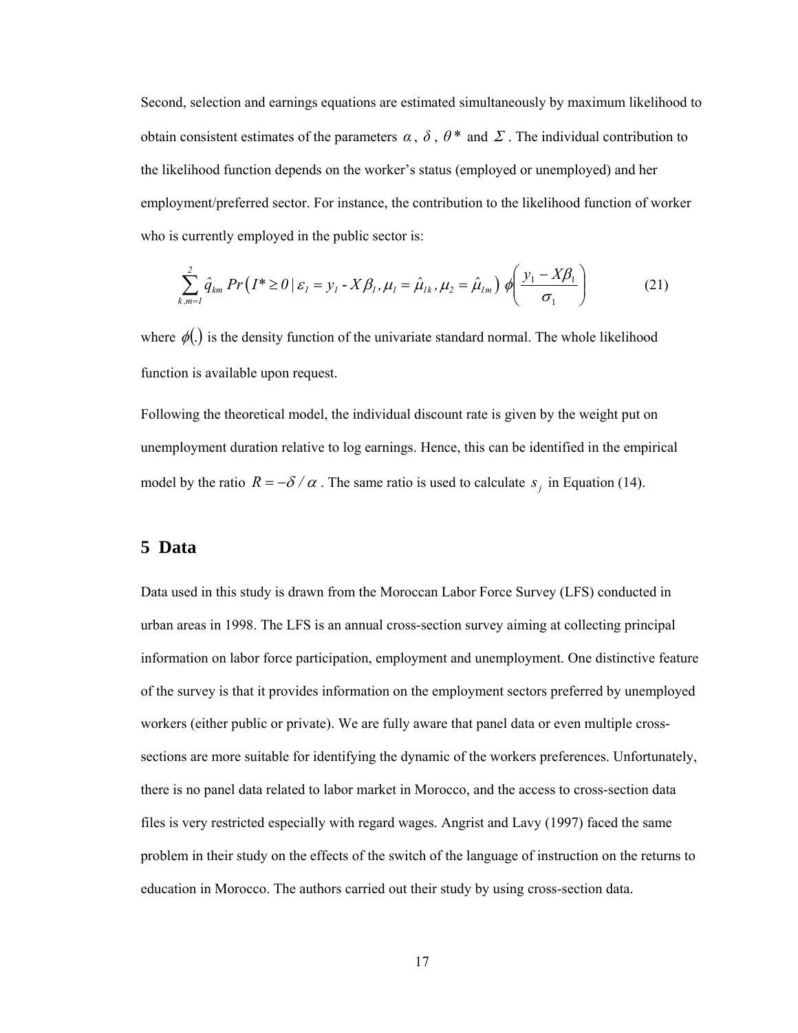Second, selection and earnings equations are estimated simultaneously by maximum likelihood to obtain consistent estimates of the parameters $\alpha$, $\delta$, $\theta^*$ and $\Sigma$. The individual contribution to the likelihood function depends on the worker's status (employed or unemployed) and her employment/preferred sector. For instance, the contribution to the likelihood function of worker who is currently employed in the public sector is:

$$\sum_{k,m=1}^{2} \hat{q}_{km} \, Pr\left(I^* \geq 0 \mid \varepsilon_1 = y_1 - X\beta_1, \mu_1 = \hat{\mu}_{1k}, \mu_2 = \hat{\mu}_{1m}\right) \phi\left(\frac{y_1 - X\beta_1}{\sigma_1}\right) \tag{21}$$

where $\phi(.)$ is the density function of the univariate standard normal. The whole likelihood function is available upon request.

Following the theoretical model, the individual discount rate is given by the weight put on unemployment duration relative to log earnings. Hence, this can be identified in the empirical model by the ratio $R = -\delta / \alpha$. The same ratio is used to calculate $s_j$ in Equation (14).

## 5 Data

Data used in this study is drawn from the Moroccan Labor Force Survey (LFS) conducted in urban areas in 1998. The LFS is an annual cross-section survey aiming at collecting principal information on labor force participation, employment and unemployment. One distinctive feature of the survey is that it provides information on the employment sectors preferred by unemployed workers (either public or private). We are fully aware that panel data or even multiple cross-sections are more suitable for identifying the dynamic of the workers preferences. Unfortunately, there is no panel data related to labor market in Morocco, and the access to cross-section data files is very restricted especially with regard wages. Angrist and Lavy (1997) faced the same problem in their study on the effects of the switch of the language of instruction on the returns to education in Morocco. The authors carried out their study by using cross-section data.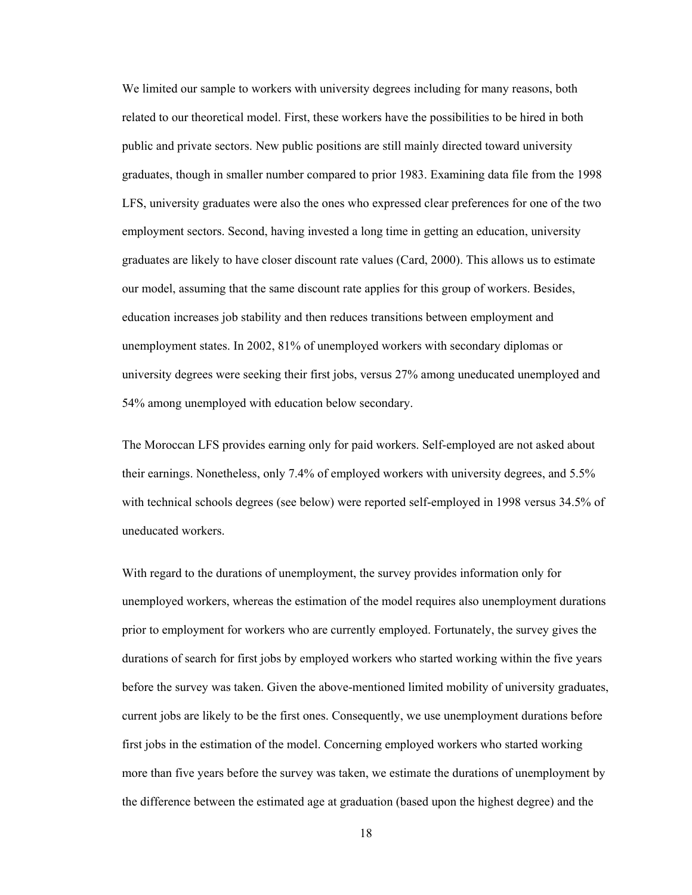We limited our sample to workers with university degrees including for many reasons, both related to our theoretical model. First, these workers have the possibilities to be hired in both public and private sectors. New public positions are still mainly directed toward university graduates, though in smaller number compared to prior 1983. Examining data file from the 1998 LFS, university graduates were also the ones who expressed clear preferences for one of the two employment sectors. Second, having invested a long time in getting an education, university graduates are likely to have closer discount rate values (Card, 2000). This allows us to estimate our model, assuming that the same discount rate applies for this group of workers. Besides, education increases job stability and then reduces transitions between employment and unemployment states. In 2002, 81% of unemployed workers with secondary diplomas or university degrees were seeking their first jobs, versus 27% among uneducated unemployed and 54% among unemployed with education below secondary.

The Moroccan LFS provides earning only for paid workers. Self-employed are not asked about their earnings. Nonetheless, only 7.4% of employed workers with university degrees, and 5.5% with technical schools degrees (see below) were reported self-employed in 1998 versus 34.5% of uneducated workers.

With regard to the durations of unemployment, the survey provides information only for unemployed workers, whereas the estimation of the model requires also unemployment durations prior to employment for workers who are currently employed. Fortunately, the survey gives the durations of search for first jobs by employed workers who started working within the five years before the survey was taken. Given the above-mentioned limited mobility of university graduates, current jobs are likely to be the first ones. Consequently, we use unemployment durations before first jobs in the estimation of the model. Concerning employed workers who started working more than five years before the survey was taken, we estimate the durations of unemployment by the difference between the estimated age at graduation (based upon the highest degree) and the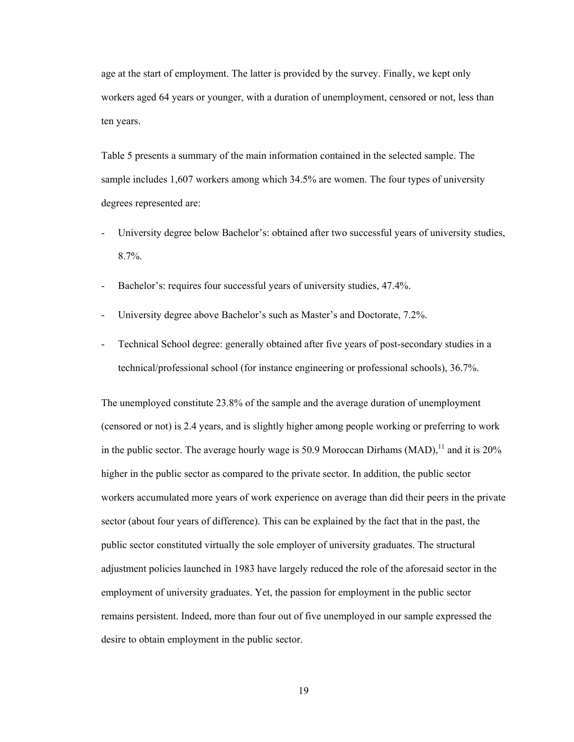age at the start of employment. The latter is provided by the survey. Finally, we kept only workers aged 64 years or younger, with a duration of unemployment, censored or not, less than ten years.

Table 5 presents a summary of the main information contained in the selected sample. The sample includes 1,607 workers among which 34.5% are women. The four types of university degrees represented are:

- University degree below Bachelor's: obtained after two successful years of university studies, 8.7%.
- Bachelor's: requires four successful years of university studies, 47.4%.
- University degree above Bachelor's such as Master's and Doctorate, 7.2%.
- Technical School degree: generally obtained after five years of post-secondary studies in a technical/professional school (for instance engineering or professional schools), 36.7%.

The unemployed constitute 23.8% of the sample and the average duration of unemployment (censored or not) is 2.4 years, and is slightly higher among people working or preferring to work in the public sector. The average hourly wage is 50.9 Moroccan Dirhams (MAD),[11] and it is 20% higher in the public sector as compared to the private sector. In addition, the public sector workers accumulated more years of work experience on average than did their peers in the private sector (about four years of difference). This can be explained by the fact that in the past, the public sector constituted virtually the sole employer of university graduates. The structural adjustment policies launched in 1983 have largely reduced the role of the aforesaid sector in the employment of university graduates. Yet, the passion for employment in the public sector remains persistent. Indeed, more than four out of five unemployed in our sample expressed the desire to obtain employment in the public sector.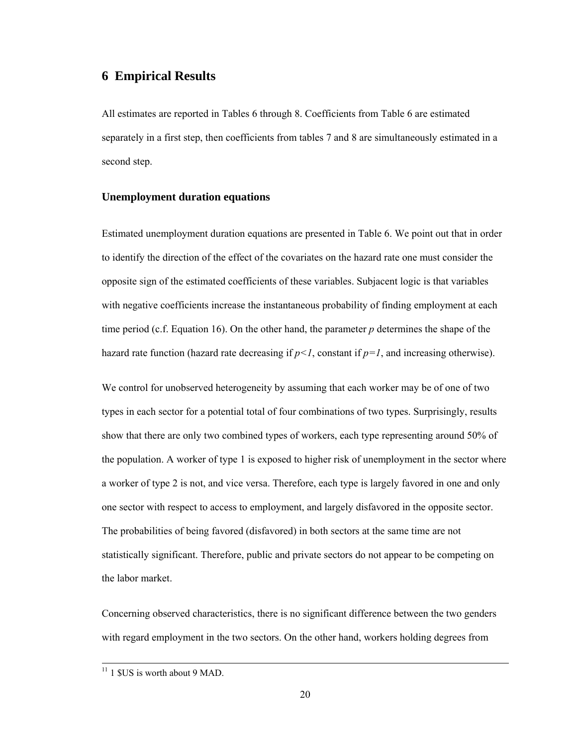## 6 Empirical Results

All estimates are reported in Tables 6 through 8. Coefficients from Table 6 are estimated separately in a first step, then coefficients from tables 7 and 8 are simultaneously estimated in a second step.

### Unemployment duration equations

Estimated unemployment duration equations are presented in Table 6. We point out that in order to identify the direction of the effect of the covariates on the hazard rate one must consider the opposite sign of the estimated coefficients of these variables. Subjacent logic is that variables with negative coefficients increase the instantaneous probability of finding employment at each time period (c.f. Equation 16). On the other hand, the parameter $p$ determines the shape of the hazard rate function (hazard rate decreasing if $p<1$, constant if $p=1$, and increasing otherwise).

We control for unobserved heterogeneity by assuming that each worker may be of one of two types in each sector for a potential total of four combinations of two types. Surprisingly, results show that there are only two combined types of workers, each type representing around 50% of the population. A worker of type 1 is exposed to higher risk of unemployment in the sector where a worker of type 2 is not, and vice versa. Therefore, each type is largely favored in one and only one sector with respect to access to employment, and largely disfavored in the opposite sector. The probabilities of being favored (disfavored) in both sectors at the same time are not statistically significant. Therefore, public and private sectors do not appear to be competing on the labor market.

Concerning observed characteristics, there is no significant difference between the two genders with regard employment in the two sectors. On the other hand, workers holding degrees from

[11] 1 $US is worth about 9 MAD.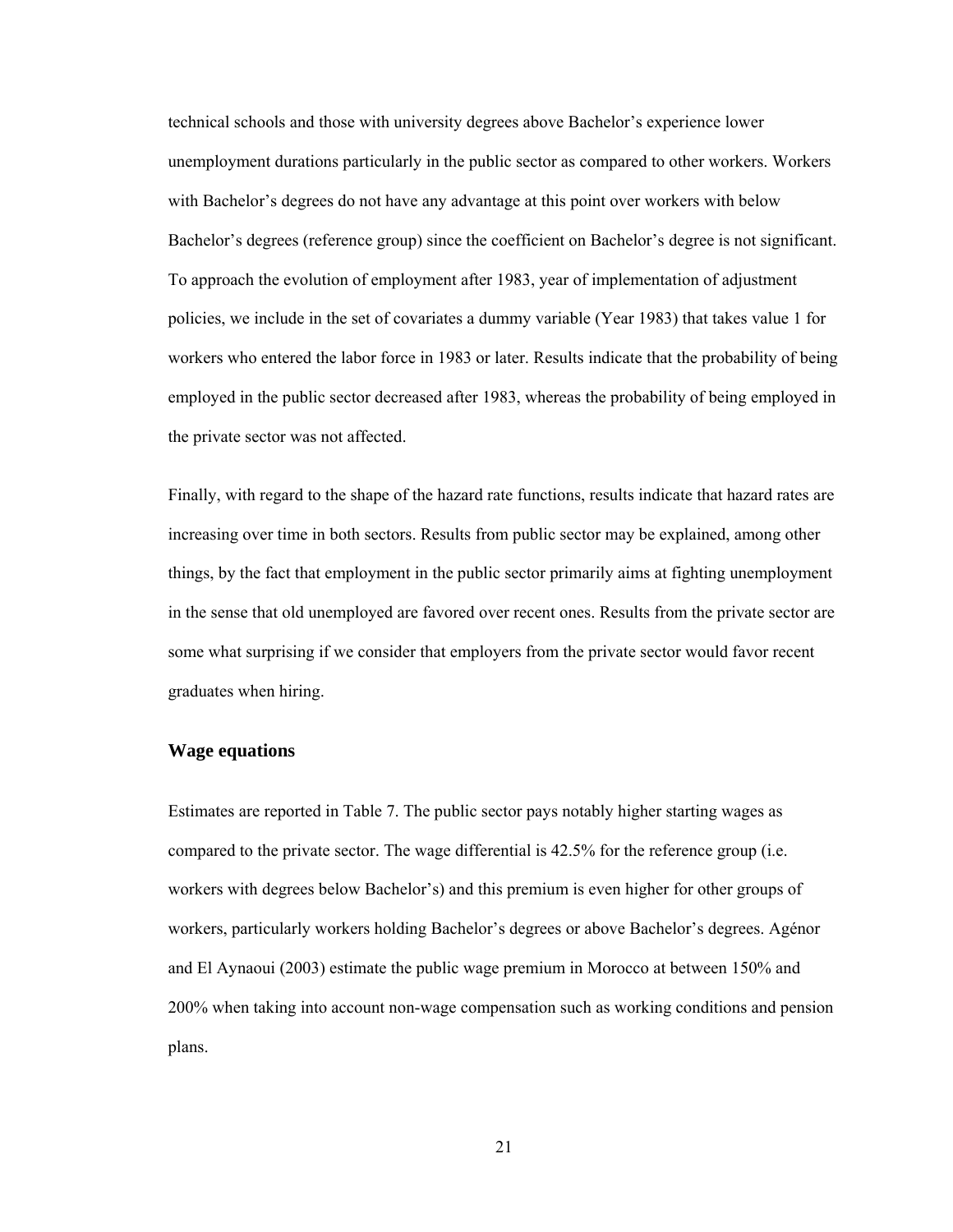technical schools and those with university degrees above Bachelor's experience lower unemployment durations particularly in the public sector as compared to other workers. Workers with Bachelor's degrees do not have any advantage at this point over workers with below Bachelor's degrees (reference group) since the coefficient on Bachelor's degree is not significant. To approach the evolution of employment after 1983, year of implementation of adjustment policies, we include in the set of covariates a dummy variable (Year 1983) that takes value 1 for workers who entered the labor force in 1983 or later. Results indicate that the probability of being employed in the public sector decreased after 1983, whereas the probability of being employed in the private sector was not affected.

Finally, with regard to the shape of the hazard rate functions, results indicate that hazard rates are increasing over time in both sectors. Results from public sector may be explained, among other things, by the fact that employment in the public sector primarily aims at fighting unemployment in the sense that old unemployed are favored over recent ones. Results from the private sector are some what surprising if we consider that employers from the private sector would favor recent graduates when hiring.

### Wage equations

Estimates are reported in Table 7. The public sector pays notably higher starting wages as compared to the private sector. The wage differential is 42.5% for the reference group (i.e. workers with degrees below Bachelor's) and this premium is even higher for other groups of workers, particularly workers holding Bachelor's degrees or above Bachelor's degrees. Agénor and El Aynaoui (2003) estimate the public wage premium in Morocco at between 150% and 200% when taking into account non-wage compensation such as working conditions and pension plans.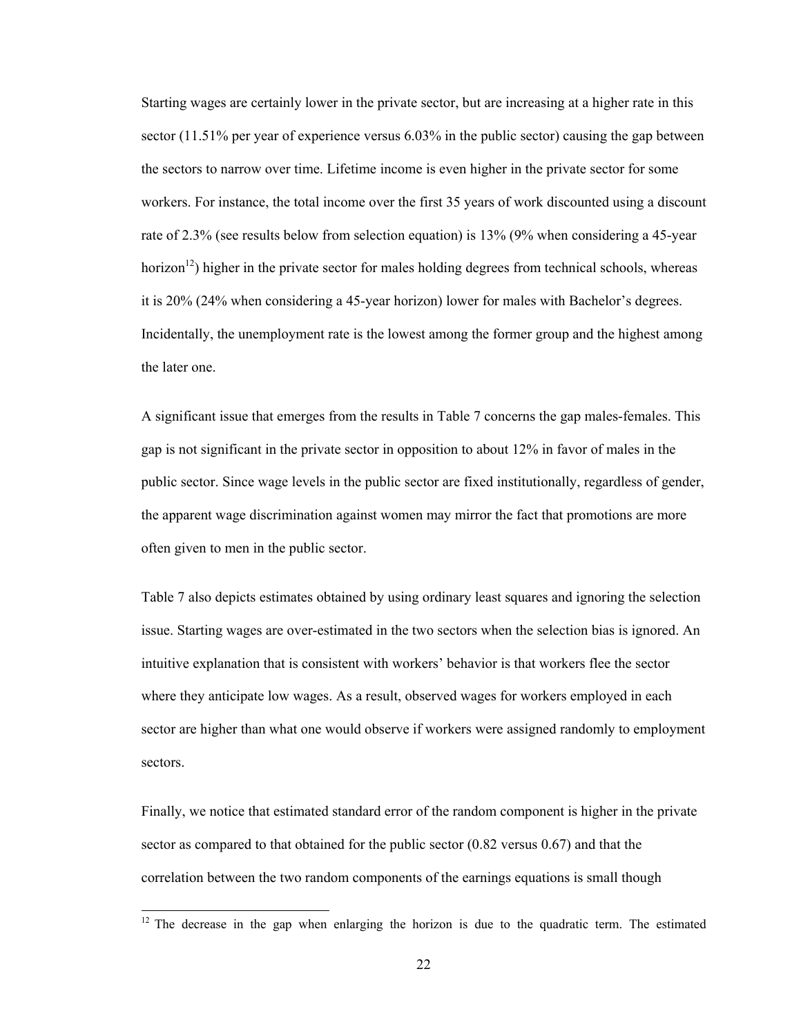Starting wages are certainly lower in the private sector, but are increasing at a higher rate in this sector (11.51% per year of experience versus 6.03% in the public sector) causing the gap between the sectors to narrow over time. Lifetime income is even higher in the private sector for some workers. For instance, the total income over the first 35 years of work discounted using a discount rate of 2.3% (see results below from selection equation) is 13% (9% when considering a 45-year horizon[12]) higher in the private sector for males holding degrees from technical schools, whereas it is 20% (24% when considering a 45-year horizon) lower for males with Bachelor's degrees. Incidentally, the unemployment rate is the lowest among the former group and the highest among the later one.

A significant issue that emerges from the results in Table 7 concerns the gap males-females. This gap is not significant in the private sector in opposition to about 12% in favor of males in the public sector. Since wage levels in the public sector are fixed institutionally, regardless of gender, the apparent wage discrimination against women may mirror the fact that promotions are more often given to men in the public sector.

Table 7 also depicts estimates obtained by using ordinary least squares and ignoring the selection issue. Starting wages are over-estimated in the two sectors when the selection bias is ignored. An intuitive explanation that is consistent with workers' behavior is that workers flee the sector where they anticipate low wages. As a result, observed wages for workers employed in each sector are higher than what one would observe if workers were assigned randomly to employment sectors.

Finally, we notice that estimated standard error of the random component is higher in the private sector as compared to that obtained for the public sector (0.82 versus 0.67) and that the correlation between the two random components of the earnings equations is small though

[12] The decrease in the gap when enlarging the horizon is due to the quadratic term. The estimated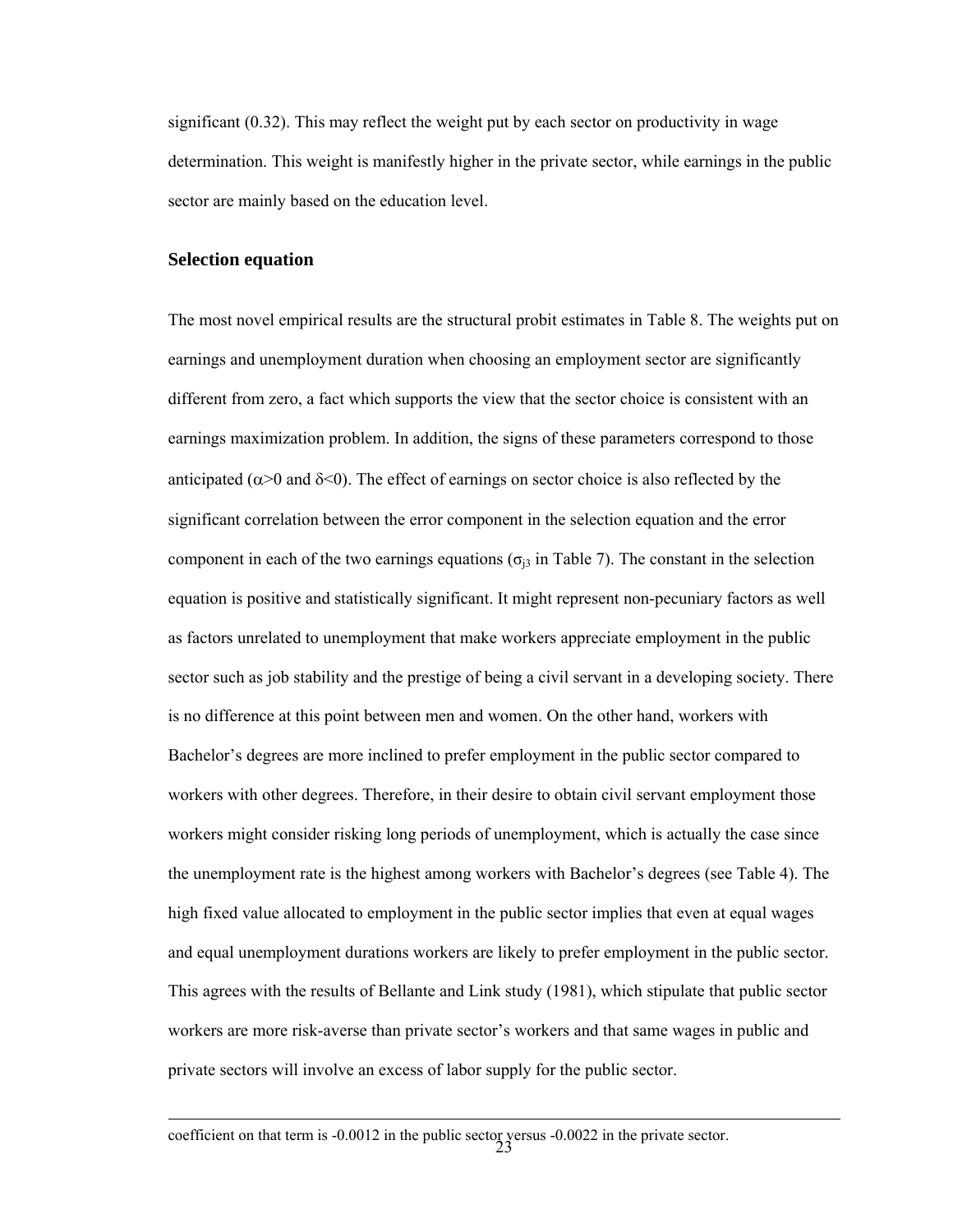significant (0.32). This may reflect the weight put by each sector on productivity in wage determination. This weight is manifestly higher in the private sector, while earnings in the public sector are mainly based on the education level.

### Selection equation

The most novel empirical results are the structural probit estimates in Table 8. The weights put on earnings and unemployment duration when choosing an employment sector are significantly different from zero, a fact which supports the view that the sector choice is consistent with an earnings maximization problem. In addition, the signs of these parameters correspond to those anticipated ($\alpha>0$ and $\delta<0$). The effect of earnings on sector choice is also reflected by the significant correlation between the error component in the selection equation and the error component in each of the two earnings equations ($\sigma_{j3}$ in Table 7). The constant in the selection equation is positive and statistically significant. It might represent non-pecuniary factors as well as factors unrelated to unemployment that make workers appreciate employment in the public sector such as job stability and the prestige of being a civil servant in a developing society. There is no difference at this point between men and women. On the other hand, workers with Bachelor's degrees are more inclined to prefer employment in the public sector compared to workers with other degrees. Therefore, in their desire to obtain civil servant employment those workers might consider risking long periods of unemployment, which is actually the case since the unemployment rate is the highest among workers with Bachelor's degrees (see Table 4). The high fixed value allocated to employment in the public sector implies that even at equal wages and equal unemployment durations workers are likely to prefer employment in the public sector. This agrees with the results of Bellante and Link study (1981), which stipulate that public sector workers are more risk-averse than private sector's workers and that same wages in public and private sectors will involve an excess of labor supply for the public sector.

---

coefficient on that term is -0.0012 in the public sector versus -0.0022 in the private sector.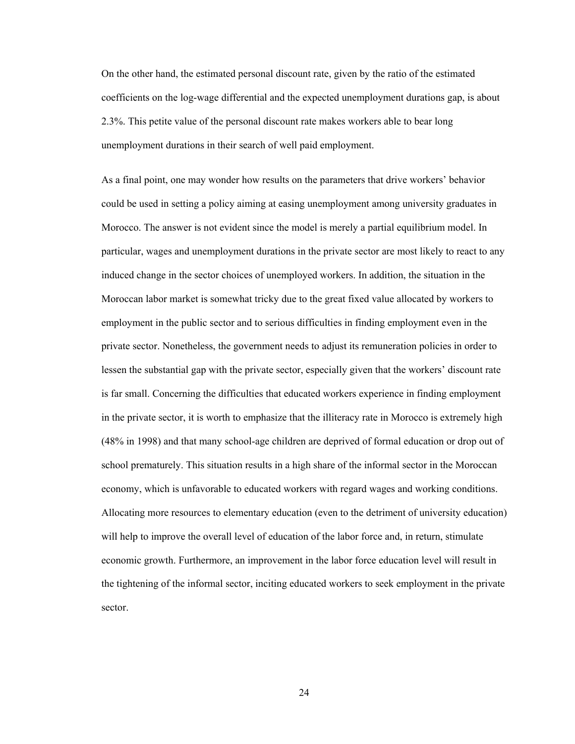On the other hand, the estimated personal discount rate, given by the ratio of the estimated coefficients on the log-wage differential and the expected unemployment durations gap, is about 2.3%. This petite value of the personal discount rate makes workers able to bear long unemployment durations in their search of well paid employment.

As a final point, one may wonder how results on the parameters that drive workers' behavior could be used in setting a policy aiming at easing unemployment among university graduates in Morocco. The answer is not evident since the model is merely a partial equilibrium model. In particular, wages and unemployment durations in the private sector are most likely to react to any induced change in the sector choices of unemployed workers. In addition, the situation in the Moroccan labor market is somewhat tricky due to the great fixed value allocated by workers to employment in the public sector and to serious difficulties in finding employment even in the private sector. Nonetheless, the government needs to adjust its remuneration policies in order to lessen the substantial gap with the private sector, especially given that the workers' discount rate is far small. Concerning the difficulties that educated workers experience in finding employment in the private sector, it is worth to emphasize that the illiteracy rate in Morocco is extremely high (48% in 1998) and that many school-age children are deprived of formal education or drop out of school prematurely. This situation results in a high share of the informal sector in the Moroccan economy, which is unfavorable to educated workers with regard wages and working conditions. Allocating more resources to elementary education (even to the detriment of university education) will help to improve the overall level of education of the labor force and, in return, stimulate economic growth. Furthermore, an improvement in the labor force education level will result in the tightening of the informal sector, inciting educated workers to seek employment in the private sector.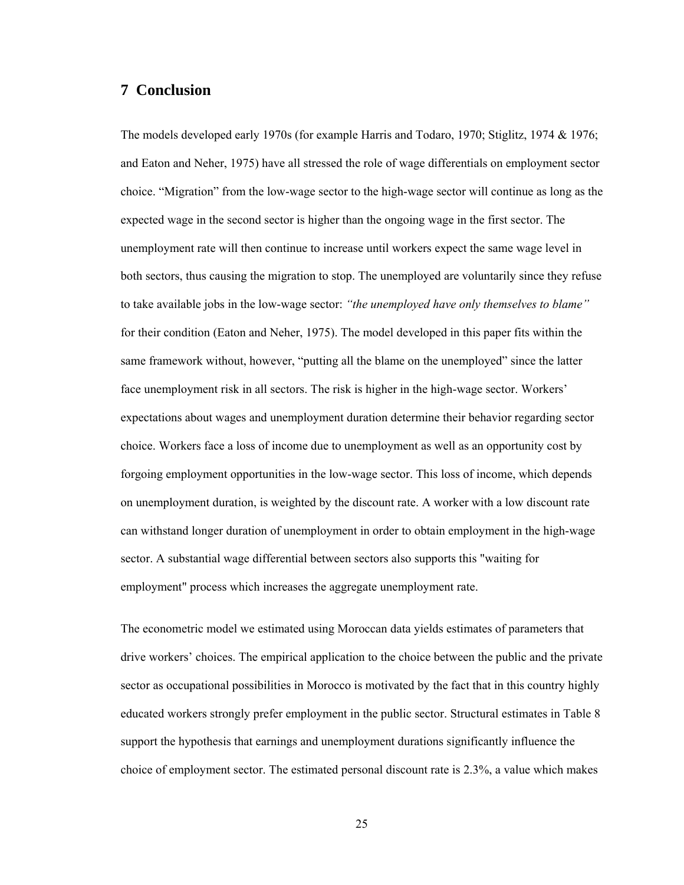## 7 Conclusion

The models developed early 1970s (for example Harris and Todaro, 1970; Stiglitz, 1974 & 1976; and Eaton and Neher, 1975) have all stressed the role of wage differentials on employment sector choice. "Migration" from the low-wage sector to the high-wage sector will continue as long as the expected wage in the second sector is higher than the ongoing wage in the first sector. The unemployment rate will then continue to increase until workers expect the same wage level in both sectors, thus causing the migration to stop. The unemployed are voluntarily since they refuse to take available jobs in the low-wage sector: *"the unemployed have only themselves to blame"* for their condition (Eaton and Neher, 1975). The model developed in this paper fits within the same framework without, however, "putting all the blame on the unemployed" since the latter face unemployment risk in all sectors. The risk is higher in the high-wage sector. Workers' expectations about wages and unemployment duration determine their behavior regarding sector choice. Workers face a loss of income due to unemployment as well as an opportunity cost by forgoing employment opportunities in the low-wage sector. This loss of income, which depends on unemployment duration, is weighted by the discount rate. A worker with a low discount rate can withstand longer duration of unemployment in order to obtain employment in the high-wage sector. A substantial wage differential between sectors also supports this "waiting for employment" process which increases the aggregate unemployment rate.

The econometric model we estimated using Moroccan data yields estimates of parameters that drive workers' choices. The empirical application to the choice between the public and the private sector as occupational possibilities in Morocco is motivated by the fact that in this country highly educated workers strongly prefer employment in the public sector. Structural estimates in Table 8 support the hypothesis that earnings and unemployment durations significantly influence the choice of employment sector. The estimated personal discount rate is 2.3%, a value which makes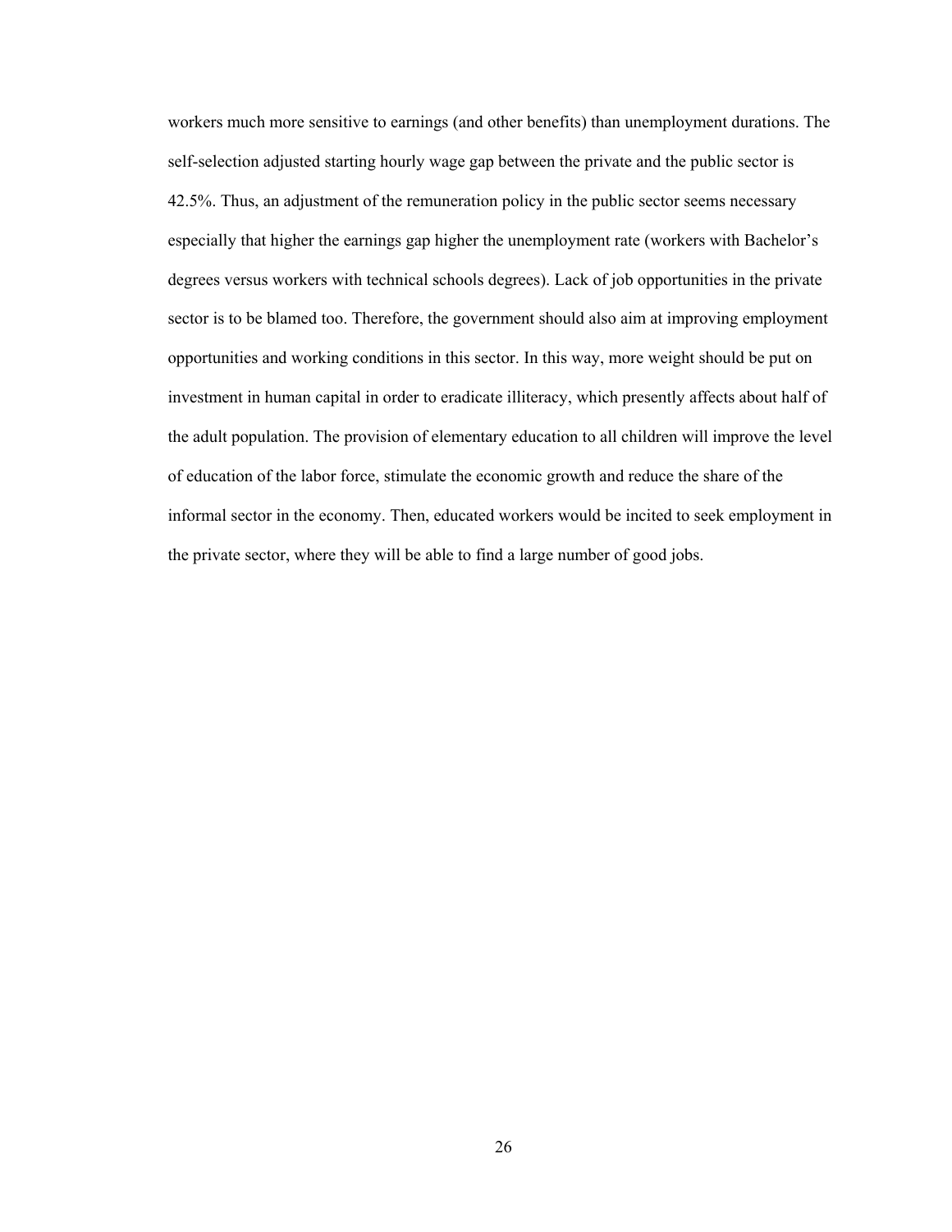workers much more sensitive to earnings (and other benefits) than unemployment durations. The self-selection adjusted starting hourly wage gap between the private and the public sector is 42.5%. Thus, an adjustment of the remuneration policy in the public sector seems necessary especially that higher the earnings gap higher the unemployment rate (workers with Bachelor's degrees versus workers with technical schools degrees). Lack of job opportunities in the private sector is to be blamed too. Therefore, the government should also aim at improving employment opportunities and working conditions in this sector. In this way, more weight should be put on investment in human capital in order to eradicate illiteracy, which presently affects about half of the adult population. The provision of elementary education to all children will improve the level of education of the labor force, stimulate the economic growth and reduce the share of the informal sector in the economy. Then, educated workers would be incited to seek employment in the private sector, where they will be able to find a large number of good jobs.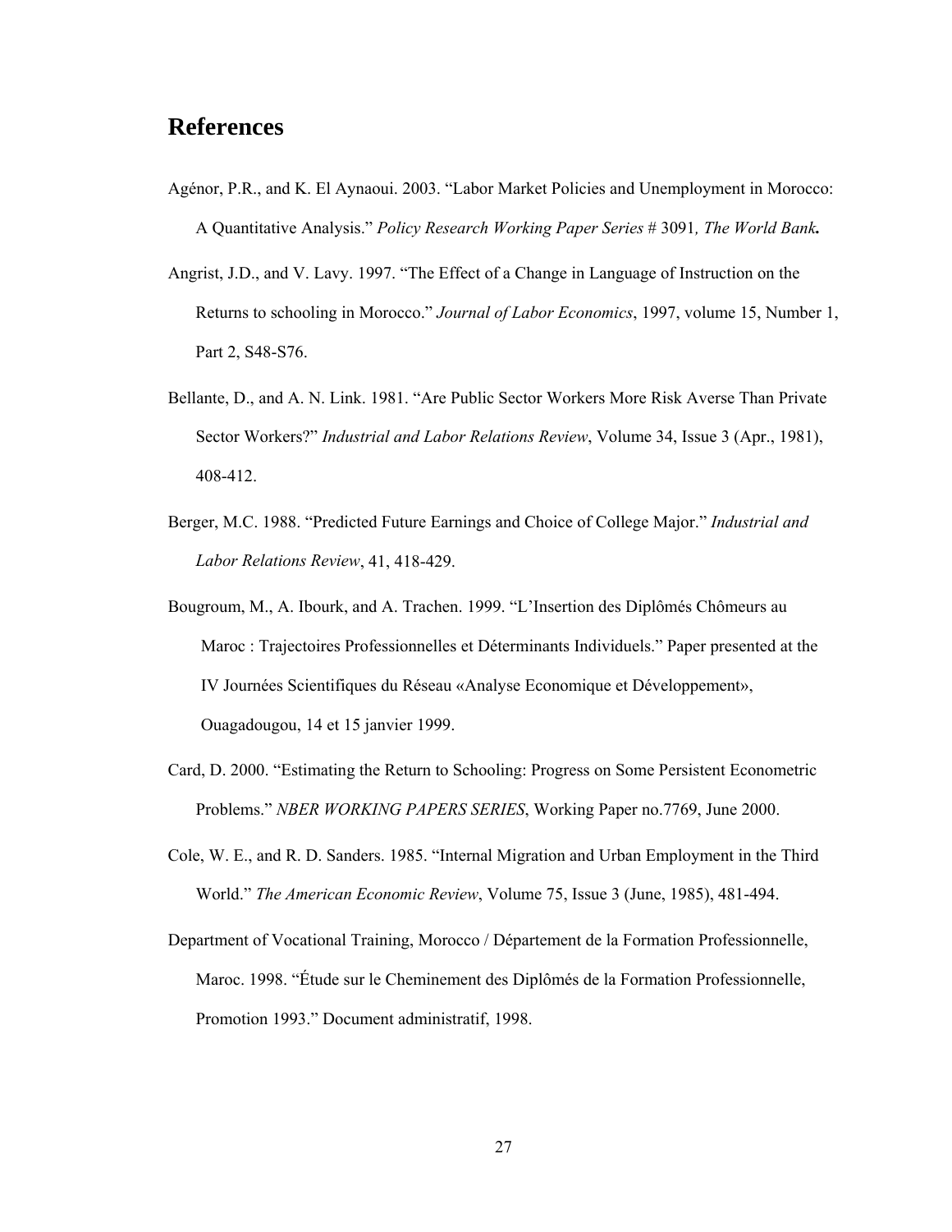## References

Agénor, P.R., and K. El Aynaoui. 2003. "Labor Market Policies and Unemployment in Morocco: A Quantitative Analysis." *Policy Research Working Paper Series* # 3091*, The World Bank***.**

Angrist, J.D., and V. Lavy. 1997. "The Effect of a Change in Language of Instruction on the Returns to schooling in Morocco." *Journal of Labor Economics*, 1997, volume 15, Number 1, Part 2, S48-S76.

Bellante, D., and A. N. Link. 1981. "Are Public Sector Workers More Risk Averse Than Private Sector Workers?" *Industrial and Labor Relations Review*, Volume 34, Issue 3 (Apr., 1981), 408-412.

Berger, M.C. 1988. "Predicted Future Earnings and Choice of College Major." *Industrial and Labor Relations Review*, 41, 418-429.

Bougroum, M., A. Ibourk, and A. Trachen. 1999. "L'Insertion des Diplômés Chômeurs au Maroc : Trajectoires Professionnelles et Déterminants Individuels." Paper presented at the IV Journées Scientifiques du Réseau «Analyse Economique et Développement», Ouagadougou, 14 et 15 janvier 1999.

Card, D. 2000. "Estimating the Return to Schooling: Progress on Some Persistent Econometric Problems." *NBER WORKING PAPERS SERIES*, Working Paper no.7769, June 2000.

Cole, W. E., and R. D. Sanders. 1985. "Internal Migration and Urban Employment in the Third World." *The American Economic Review*, Volume 75, Issue 3 (June, 1985), 481-494.

Department of Vocational Training, Morocco / Département de la Formation Professionnelle, Maroc. 1998. "Étude sur le Cheminement des Diplômés de la Formation Professionnelle, Promotion 1993." Document administratif, 1998.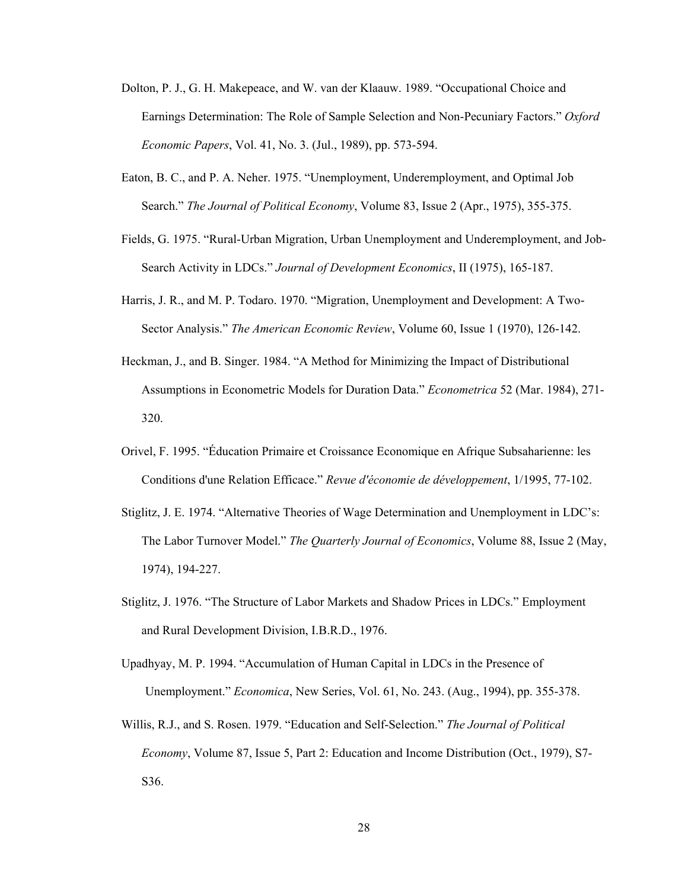Dolton, P. J., G. H. Makepeace, and W. van der Klaauw. 1989. “Occupational Choice and Earnings Determination: The Role of Sample Selection and Non-Pecuniary Factors.” *Oxford Economic Papers*, Vol. 41, No. 3. (Jul., 1989), pp. 573-594.

Eaton, B. C., and P. A. Neher. 1975. “Unemployment, Underemployment, and Optimal Job Search.” *The Journal of Political Economy*, Volume 83, Issue 2 (Apr., 1975), 355-375.

Fields, G. 1975. “Rural-Urban Migration, Urban Unemployment and Underemployment, and Job-Search Activity in LDCs.” *Journal of Development Economics*, II (1975), 165-187.

Harris, J. R., and M. P. Todaro. 1970. “Migration, Unemployment and Development: A Two-Sector Analysis.” *The American Economic Review*, Volume 60, Issue 1 (1970), 126-142.

Heckman, J., and B. Singer. 1984. “A Method for Minimizing the Impact of Distributional Assumptions in Econometric Models for Duration Data.” *Econometrica* 52 (Mar. 1984), 271-320.

Orivel, F. 1995. “Éducation Primaire et Croissance Economique en Afrique Subsaharienne: les Conditions d'une Relation Efficace.” *Revue d'économie de développement*, 1/1995, 77-102.

Stiglitz, J. E. 1974. “Alternative Theories of Wage Determination and Unemployment in LDC’s: The Labor Turnover Model.” *The Quarterly Journal of Economics*, Volume 88, Issue 2 (May, 1974), 194-227.

Stiglitz, J. 1976. “The Structure of Labor Markets and Shadow Prices in LDCs.” Employment and Rural Development Division, I.B.R.D., 1976.

Upadhyay, M. P. 1994. “Accumulation of Human Capital in LDCs in the Presence of Unemployment.” *Economica*, New Series, Vol. 61, No. 243. (Aug., 1994), pp. 355-378.

Willis, R.J., and S. Rosen. 1979. “Education and Self-Selection.” *The Journal of Political Economy*, Volume 87, Issue 5, Part 2: Education and Income Distribution (Oct., 1979), S7-S36.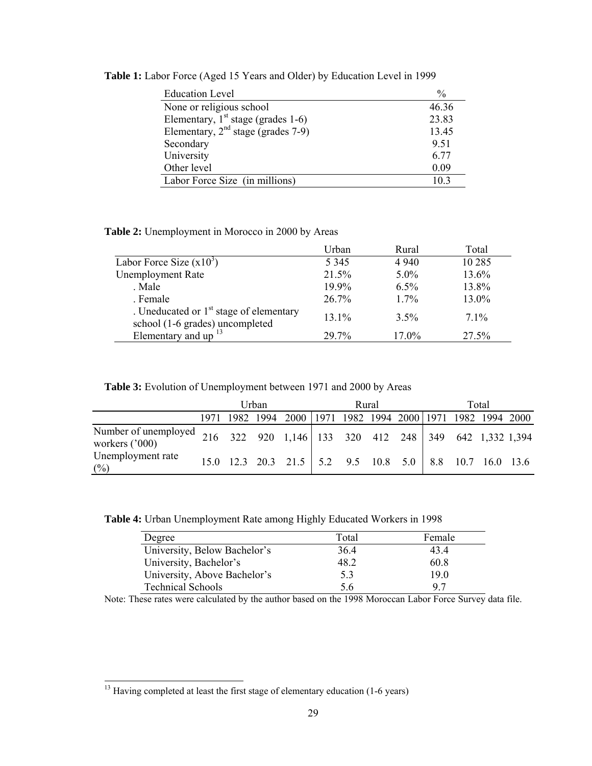**Table 1:** Labor Force (Aged 15 Years and Older) by Education Level in 1999

| Education Level | % |
|---|---|
| None or religious school | 46.36 |
| Elementary, 1st stage (grades 1-6) | 23.83 |
| Elementary, 2nd stage (grades 7-9) | 13.45 |
| Secondary | 9.51 |
| University | 6.77 |
| Other level | 0.09 |
| Labor Force Size (in millions) | 10.3 |

**Table 2:** Unemployment in Morocco in 2000 by Areas

| | Urban | Rural | Total |
|---|---|---|---|
| Labor Force Size ($x10^3$) | 5 345 | 4 940 | 10 285 |
| Unemployment Rate | 21.5% | 5.0% | 13.6% |
| . Male | 19.9% | 6.5% | 13.8% |
| . Female | 26.7% | 1.7% | 13.0% |
| . Uneducated or 1st stage of elementary school (1-6 grades) uncompleted | 13.1% | 3.5% | 7.1% |
| Elementary and up [13] | 29.7% | 17.0% | 27.5% |

**Table 3:** Evolution of Unemployment between 1971 and 2000 by Areas

| | Urban | | | | Rural | | | | Total | | | |
|---|---|---|---|---|---|---|---|---|---|---|---|---|
| | 1971 | 1982 | 1994 | 2000 | 1971 | 1982 | 1994 | 2000 | 1971 | 1982 | 1994 | 2000 |
| Number of unemployed workers ('000) | 216 | 322 | 920 | 1,146 | 133 | 320 | 412 | 248 | 349 | 642 | 1,332 | 1,394 |
| Unemployment rate (%) | 15.0 | 12.3 | 20.3 | 21.5 | 5.2 | 9.5 | 10.8 | 5.0 | 8.8 | 10.7 | 16.0 | 13.6 |

**Table 4:** Urban Unemployment Rate among Highly Educated Workers in 1998

| Degree | Total | Female |
|---|---|---|
| University, Below Bachelor's | 36.4 | 43.4 |
| University, Bachelor's | 48.2 | 60.8 |
| University, Above Bachelor's | 5.3 | 19.0 |
| Technical Schools | 5.6 | 9.7 |

Note: These rates were calculated by the author based on the 1998 Moroccan Labor Force Survey data file.

[13] Having completed at least the first stage of elementary education (1-6 years)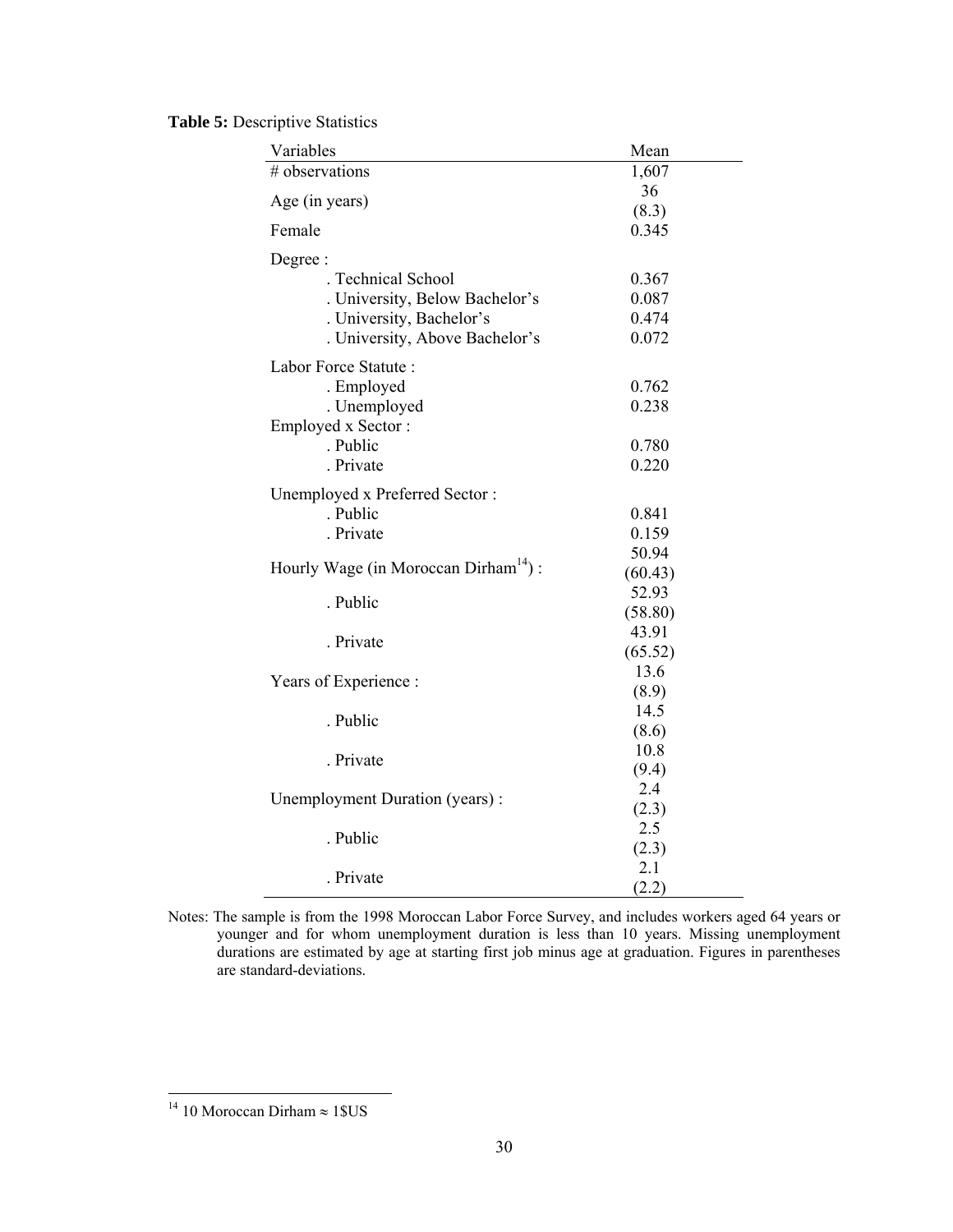**Table 5:** Descriptive Statistics

| Variables | Mean |
|---|---|
| # observations | 1,607 |
| Age (in years) | 36 (8.3) |
| Female | 0.345 |
| Degree : | |
| . Technical School | 0.367 |
| . University, Below Bachelor's | 0.087 |
| . University, Bachelor's | 0.474 |
| . University, Above Bachelor's | 0.072 |
| Labor Force Statute : | |
| . Employed | 0.762 |
| . Unemployed | 0.238 |
| Employed x Sector : | |
| . Public | 0.780 |
| . Private | 0.220 |
| Unemployed x Preferred Sector : | |
| . Public | 0.841 |
| . Private | 0.159 |
| Hourly Wage (in Moroccan Dirham[14]) : | 50.94 (60.43) |
| . Public | 52.93 (58.80) |
| . Private | 43.91 (65.52) |
| Years of Experience : | 13.6 (8.9) |
| . Public | 14.5 (8.6) |
| . Private | 10.8 (9.4) |
| Unemployment Duration (years) : | 2.4 (2.3) |
| . Public | 2.5 (2.3) |
| . Private | 2.1 (2.2) |

Notes: The sample is from the 1998 Moroccan Labor Force Survey, and includes workers aged 64 years or younger and for whom unemployment duration is less than 10 years. Missing unemployment durations are estimated by age at starting first job minus age at graduation. Figures in parentheses are standard-deviations.

[14] 10 Moroccan Dirham ≈ 1$US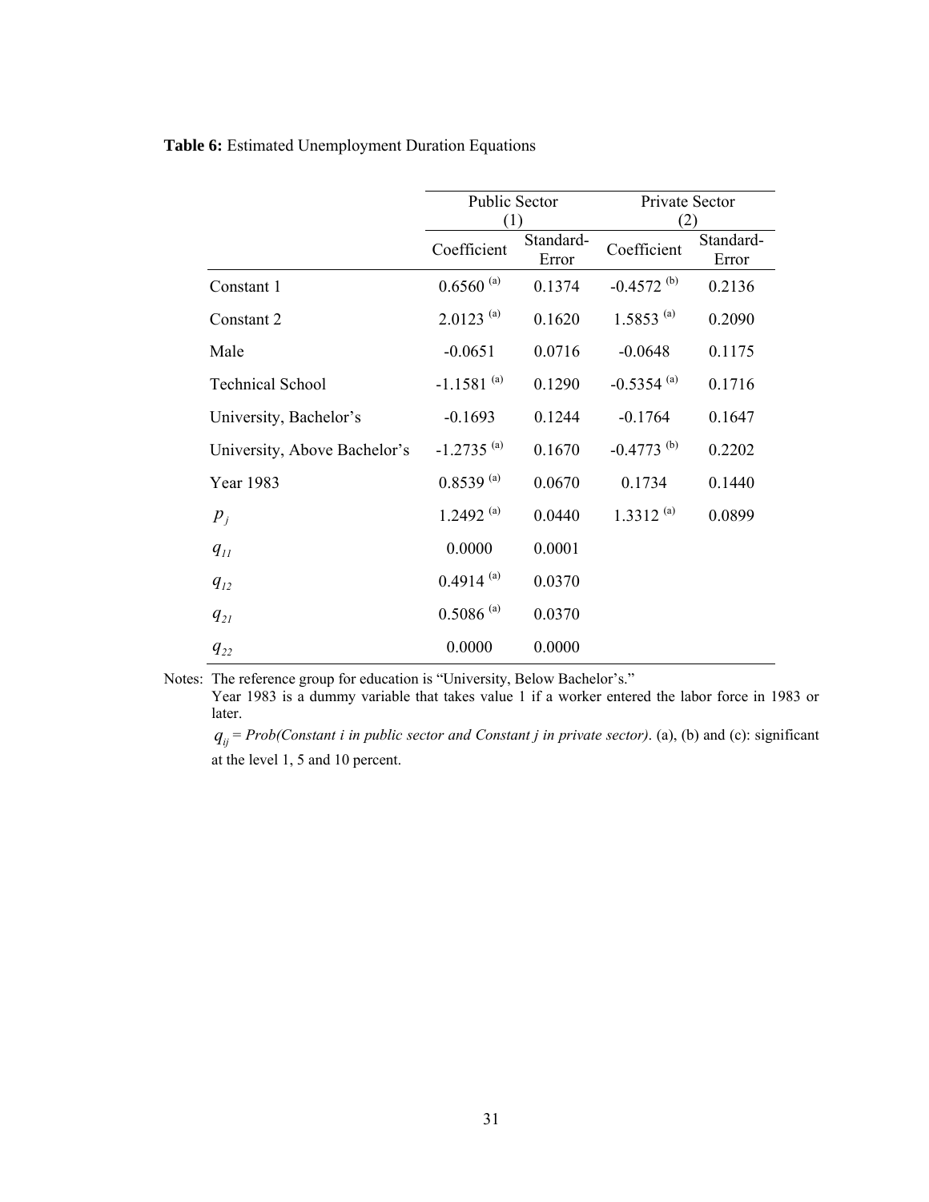**Table 6:** Estimated Unemployment Duration Equations

| | Public Sector (1) | | Private Sector (2) | |
|---|---|---|---|---|
| | Coefficient | Standard-Error | Coefficient | Standard-Error |
| Constant 1 | 0.6560 [(a)] | 0.1374 | -0.4572 [(b)] | 0.2136 |
| Constant 2 | 2.0123 [(a)] | 0.1620 | 1.5853 [(a)] | 0.2090 |
| Male | -0.0651 | 0.0716 | -0.0648 | 0.1175 |
| Technical School | -1.1581 [(a)] | 0.1290 | -0.5354 [(a)] | 0.1716 |
| University, Bachelor's | -0.1693 | 0.1244 | -0.1764 | 0.1647 |
| University, Above Bachelor's | -1.2735 [(a)] | 0.1670 | -0.4773 [(b)] | 0.2202 |
| Year 1983 | 0.8539 [(a)] | 0.0670 | 0.1734 | 0.1440 |
| $p_j$ | 1.2492 [(a)] | 0.0440 | 1.3312 [(a)] | 0.0899 |
| $q_{11}$ | 0.0000 | 0.0001 | | |
| $q_{12}$ | 0.4914 [(a)] | 0.0370 | | |
| $q_{21}$ | 0.5086 [(a)] | 0.0370 | | |
| $q_{22}$ | 0.0000 | 0.0000 | | |

Notes: The reference group for education is "University, Below Bachelor's."
Year 1983 is a dummy variable that takes value 1 if a worker entered the labor force in 1983 or later.
$q_{ij}$ = *Prob(Constant i in public sector and Constant j in private sector)*. (a), (b) and (c): significant at the level 1, 5 and 10 percent.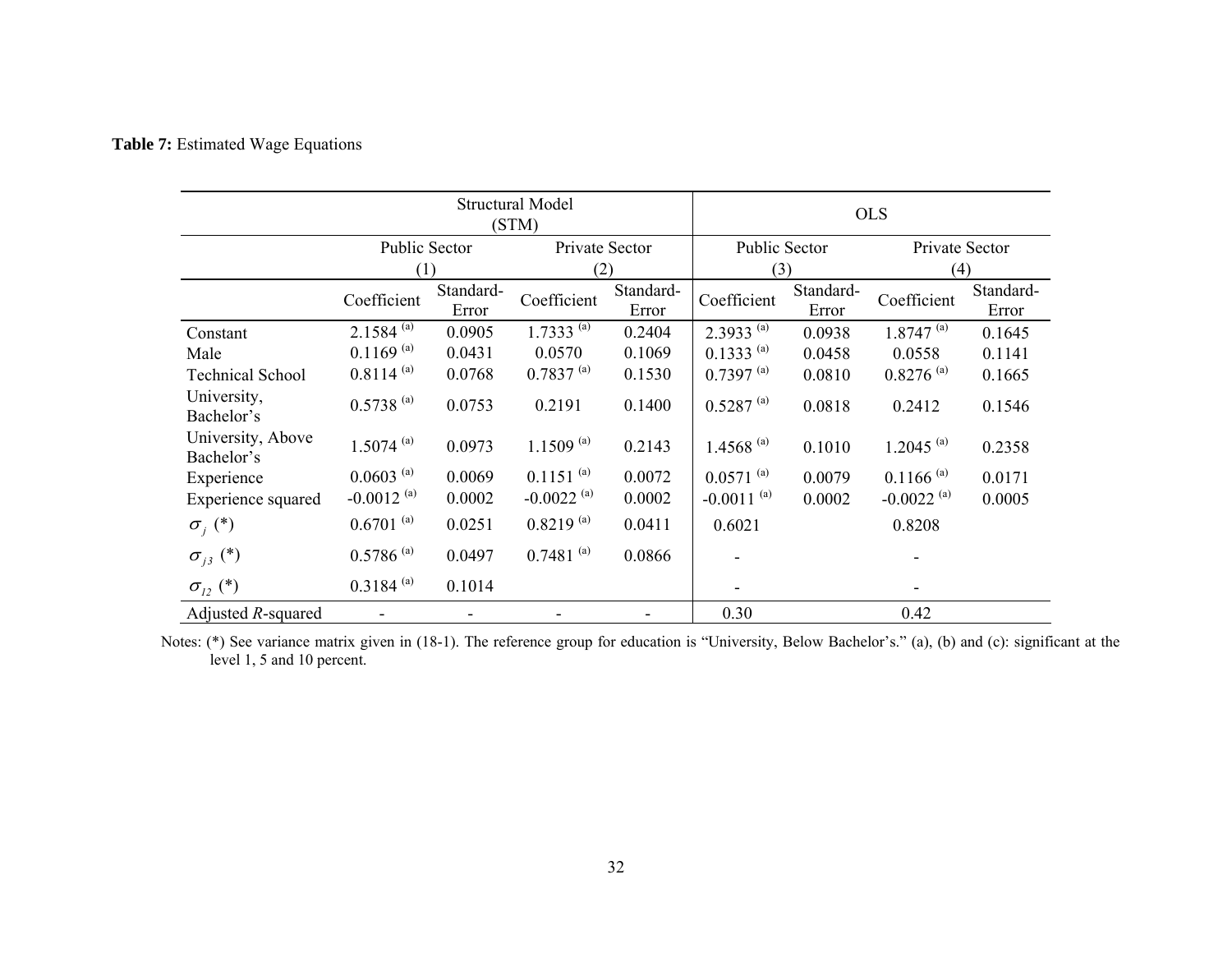**Table 7:** Estimated Wage Equations

| | Structural Model (STM) | | | | OLS | | | |
|---|---|---|---|---|---|---|---|---|
| | Public Sector (1) | | Private Sector (2) | | Public Sector (3) | | Private Sector (4) | |
| | Coefficient | Standard-Error | Coefficient | Standard-Error | Coefficient | Standard-Error | Coefficient | Standard-Error |
| Constant | 2.1584 [(a)] | 0.0905 | 1.7333 [(a)] | 0.2404 | 2.3933 [(a)] | 0.0938 | 1.8747 [(a)] | 0.1645 |
| Male | 0.1169 [(a)] | 0.0431 | 0.0570 | 0.1069 | 0.1333 [(a)] | 0.0458 | 0.0558 | 0.1141 |
| Technical School | 0.8114 [(a)] | 0.0768 | 0.7837 [(a)] | 0.1530 | 0.7397 [(a)] | 0.0810 | 0.8276 [(a)] | 0.1665 |
| University, Bachelor's | 0.5738 [(a)] | 0.0753 | 0.2191 | 0.1400 | 0.5287 [(a)] | 0.0818 | 0.2412 | 0.1546 |
| University, Above Bachelor's | 1.5074 [(a)] | 0.0973 | 1.1509 [(a)] | 0.2143 | 1.4568 [(a)] | 0.1010 | 1.2045 [(a)] | 0.2358 |
| Experience | 0.0603 [(a)] | 0.0069 | 0.1151 [(a)] | 0.0072 | 0.0571 [(a)] | 0.0079 | 0.1166 [(a)] | 0.0171 |
| Experience squared | -0.0012 [(a)] | 0.0002 | -0.0022 [(a)] | 0.0002 | -0.0011 [(a)] | 0.0002 | -0.0022 [(a)] | 0.0005 |
| $\sigma_j$ (*) | 0.6701 [(a)] | 0.0251 | 0.8219 [(a)] | 0.0411 | 0.6021 | | 0.8208 | |
| $\sigma_{j3}$ (*) | 0.5786 [(a)] | 0.0497 | 0.7481 [(a)] | 0.0866 | - | | - | |
| $\sigma_{12}$ (*) | 0.3184 [(a)] | 0.1014 | | | - | | - | |
| Adjusted $R$-squared | - | - | - | - | 0.30 | | 0.42 | |

Notes: (*) See variance matrix given in (18-1). The reference group for education is "University, Below Bachelor's." (a), (b) and (c): significant at the level 1, 5 and 10 percent.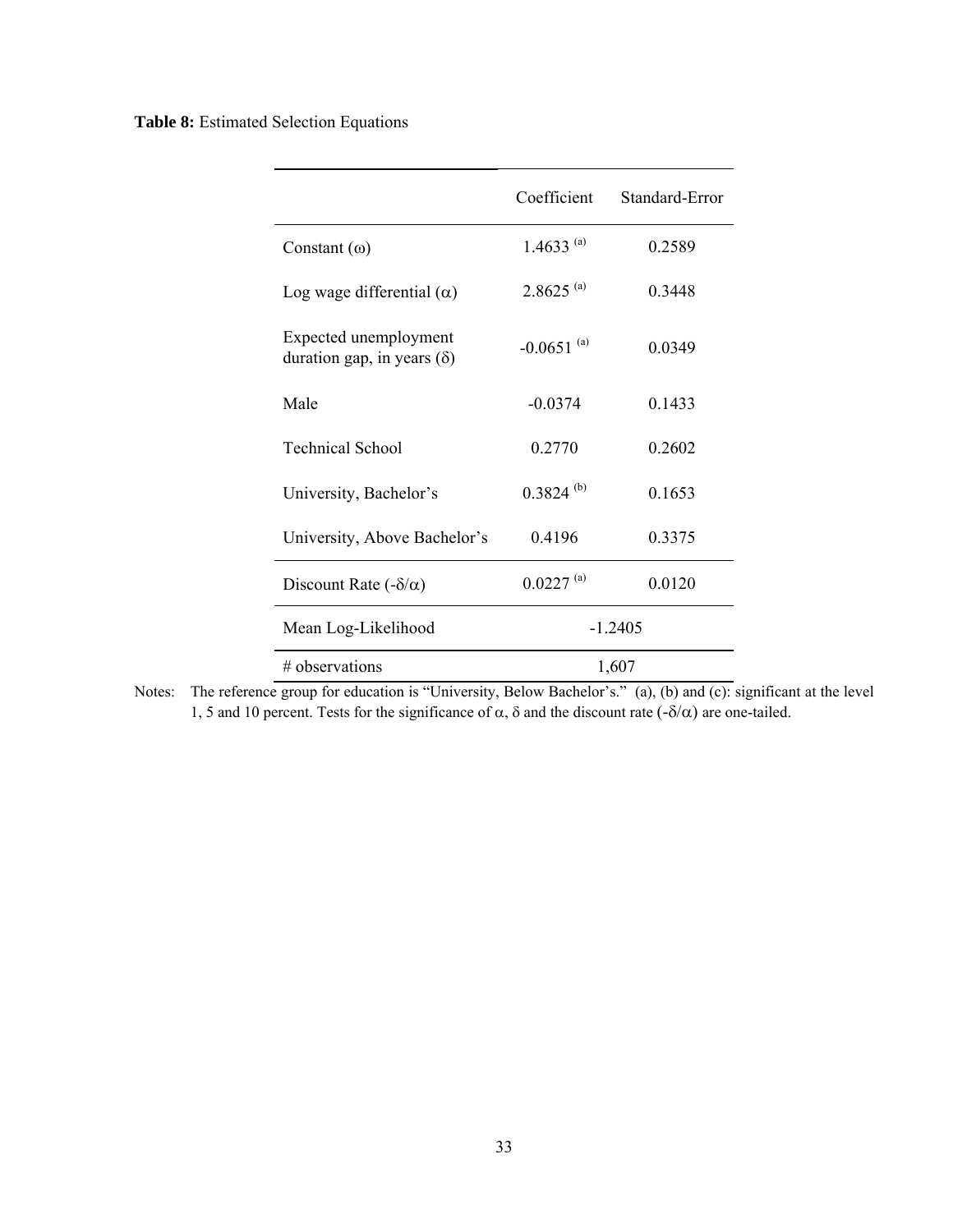**Table 8:** Estimated Selection Equations

| | Coefficient | Standard-Error |
|---|---|---|
| Constant ($\omega$) | 1.4633 [(a)] | 0.2589 |
| Log wage differential ($\alpha$) | 2.8625 [(a)] | 0.3448 |
| Expected unemployment duration gap, in years ($\delta$) | -0.0651 [(a)] | 0.0349 |
| Male | -0.0374 | 0.1433 |
| Technical School | 0.2770 | 0.2602 |
| University, Bachelor's | 0.3824 [(b)] | 0.1653 |
| University, Above Bachelor's | 0.4196 | 0.3375 |
| Discount Rate ($-\delta/\alpha$) | 0.0227 [(a)] | 0.0120 |
| Mean Log-Likelihood | -1.2405 | |
| # observations | 1,607 | |

Notes: The reference group for education is "University, Below Bachelor's." (a), (b) and (c): significant at the level 1, 5 and 10 percent. Tests for the significance of $\alpha$, $\delta$ and the discount rate ($-\delta/\alpha$) are one-tailed.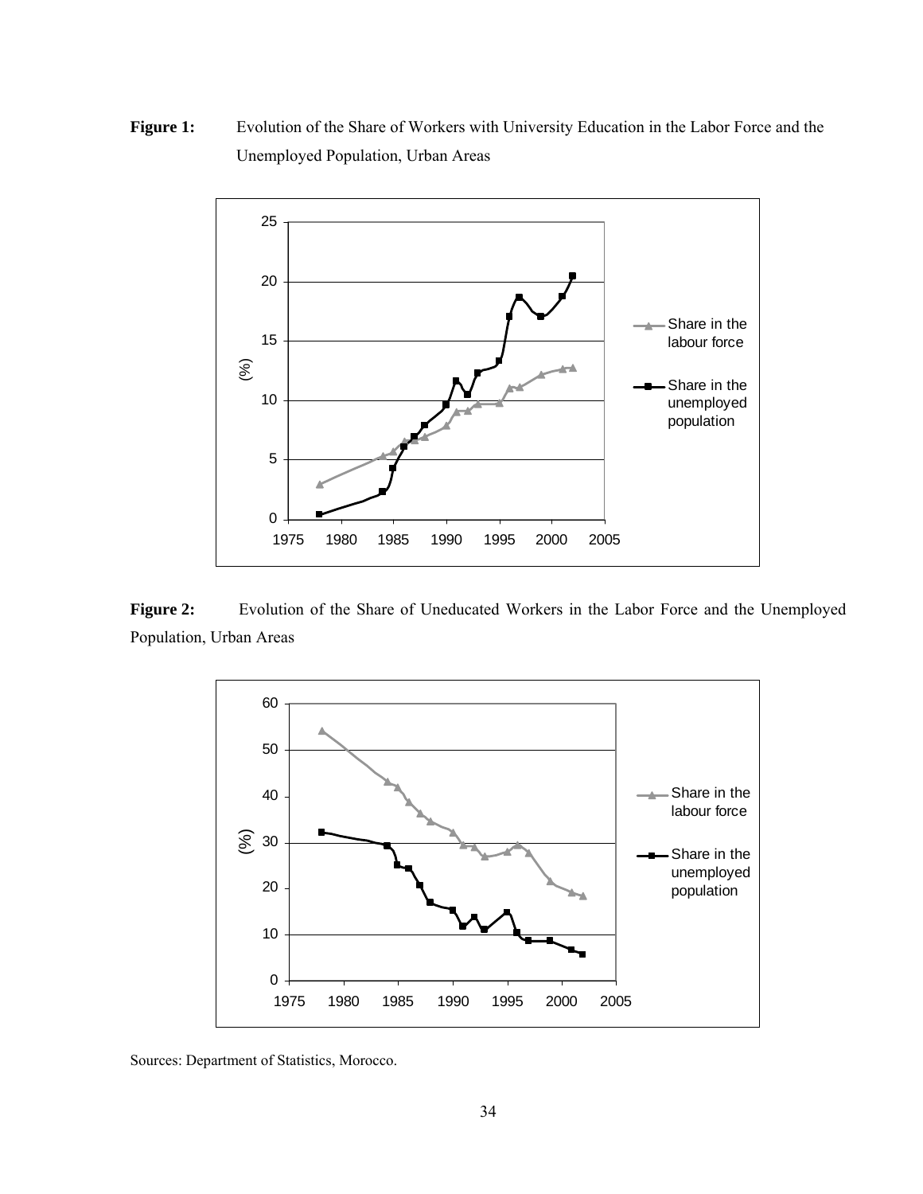**Figure 1:** Evolution of the Share of Workers with University Education in the Labor Force and the Unemployed Population, Urban Areas

25
20
15
10
5
0
(%)
1975 1980 1985 1990 1995 2000 2005
Share in the labour force
Share in the unemployed population

**Figure 2:** Evolution of the Share of Uneducated Workers in the Labor Force and the Unemployed Population, Urban Areas

60
50
40
30
20
10
0
(%)
1975 1980 1985 1990 1995 2000 2005
Share in the labour force
Share in the unemployed population

Sources: Department of Statistics, Morocco.